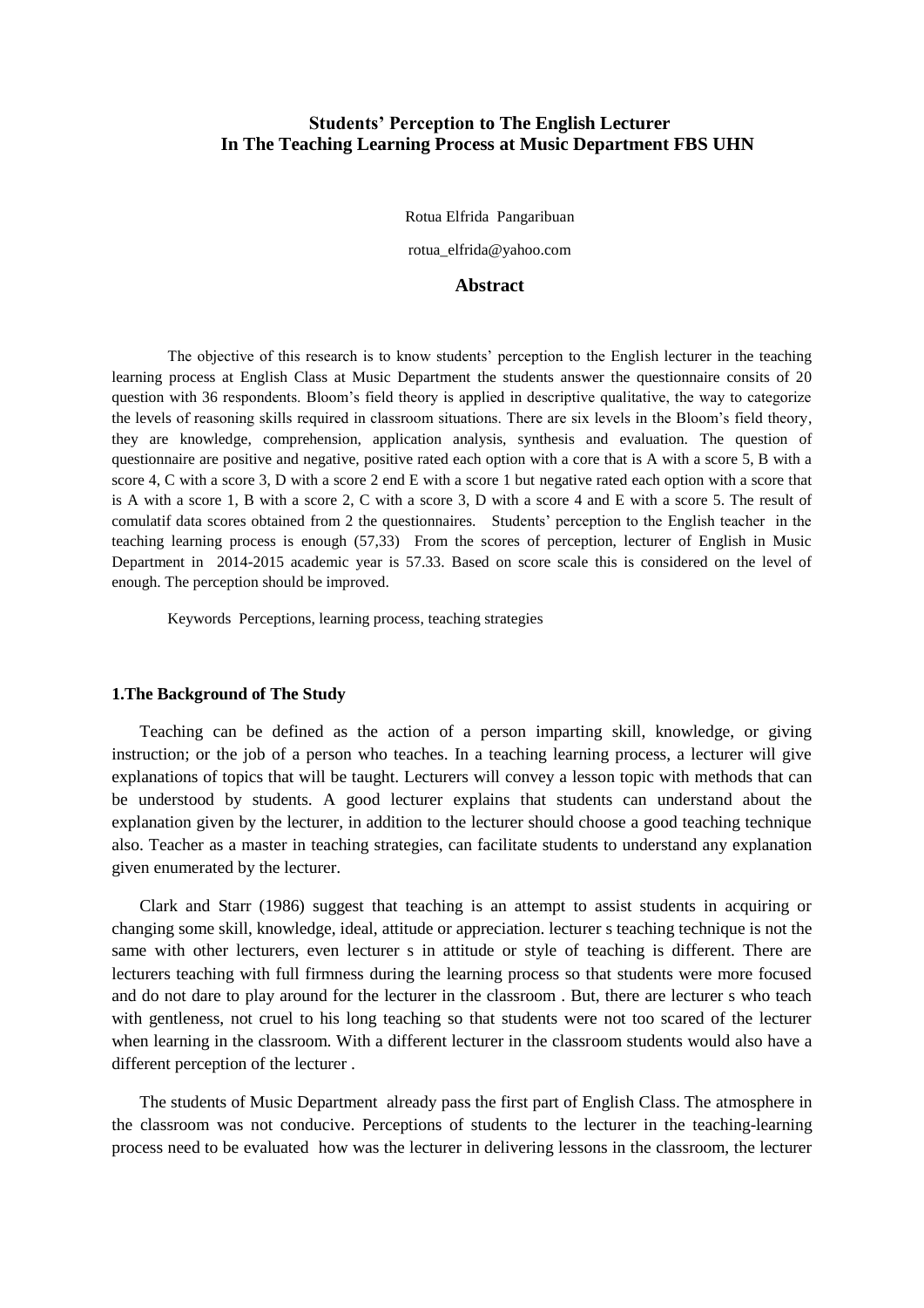# Students' Perception to The English Lecturer In The Teaching Learning Process at Music Department FBS UHN

Rotua Elfrida Pangaribuan

rotua_elfrida@yahoo.com

## Abstract

The objective of this research is to know students' perception to the English lecturer in the teaching learning process at English Class at Music Department the students answer the questionnaire consits of 20 question with 36 respondents. Bloom's field theory is applied in descriptive qualitative, the way to categorize the levels of reasoning skills required in classroom situations. There are six levels in the Bloom's field theory, they are knowledge, comprehension, application analysis, synthesis and evaluation. The question of questionnaire are positive and negative, positive rated each option with a core that is A with a score 5, B with a score 4, C with a score 3, D with a score 2 end E with a score 1 but negative rated each option with a score that is A with a score 1, B with a score 2, C with a score 3, D with a score 4 and E with a score 5. The result of comulatif data scores obtained from 2 the questionnaires. Students' perception to the English teacher in the teaching learning process is enough (57,33) From the scores of perception, lecturer of English in Music Department in 2014-2015 academic year is 57.33. Based on score scale this is considered on the level of enough. The perception should be improved.

Keywords Perceptions, learning process, teaching strategies

## 1.The Background of The Study

Teaching can be defined as the action of a person imparting skill, knowledge, or giving instruction; or the job of a person who teaches. In a teaching learning process, a lecturer will give explanations of topics that will be taught. Lecturers will convey a lesson topic with methods that can be understood by students. A good lecturer explains that students can understand about the explanation given by the lecturer, in addition to the lecturer should choose a good teaching technique also. Teacher as a master in teaching strategies, can facilitate students to understand any explanation given enumerated by the lecturer.

Clark and Starr (1986) suggest that teaching is an attempt to assist students in acquiring or changing some skill, knowledge, ideal, attitude or appreciation. lecturer s teaching technique is not the same with other lecturers, even lecturer s in attitude or style of teaching is different. There are lecturers teaching with full firmness during the learning process so that students were more focused and do not dare to play around for the lecturer in the classroom . But, there are lecturer s who teach with gentleness, not cruel to his long teaching so that students were not too scared of the lecturer when learning in the classroom. With a different lecturer in the classroom students would also have a different perception of the lecturer .

The students of Music Department already pass the first part of English Class. The atmosphere in the classroom was not conducive. Perceptions of students to the lecturer in the teaching-learning process need to be evaluated how was the lecturer in delivering lessons in the classroom, the lecturer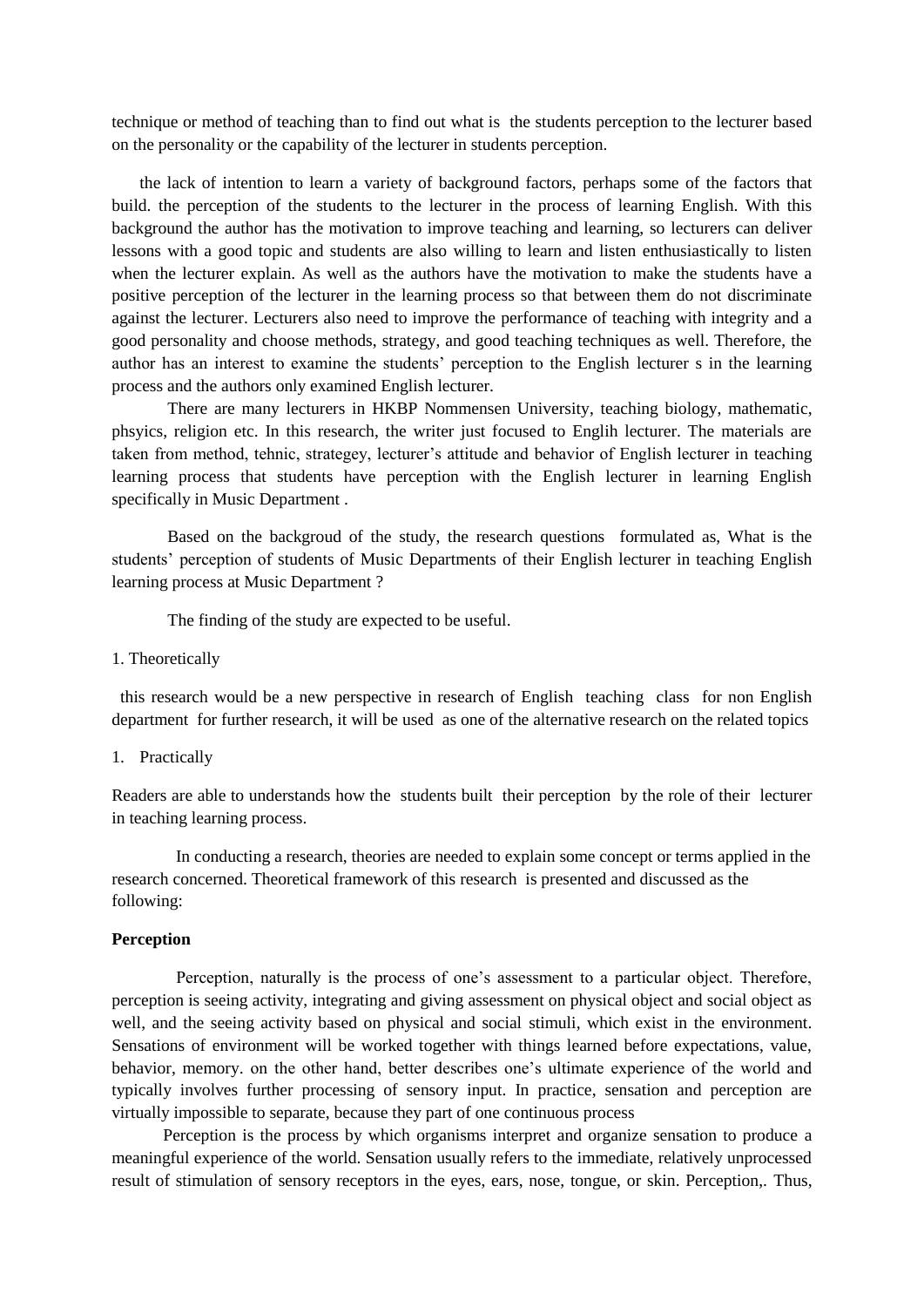technique or method of teaching than to find out what is the students perception to the lecturer based on the personality or the capability of the lecturer in students perception.

the lack of intention to learn a variety of background factors, perhaps some of the factors that build. the perception of the students to the lecturer in the process of learning English. With this background the author has the motivation to improve teaching and learning, so lecturers can deliver lessons with a good topic and students are also willing to learn and listen enthusiastically to listen when the lecturer explain. As well as the authors have the motivation to make the students have a positive perception of the lecturer in the learning process so that between them do not discriminate against the lecturer. Lecturers also need to improve the performance of teaching with integrity and a good personality and choose methods, strategy, and good teaching techniques as well. Therefore, the author has an interest to examine the students' perception to the English lecturer s in the learning process and the authors only examined English lecturer.

There are many lecturers in HKBP Nommensen University, teaching biology, mathematic, phsyics, religion etc. In this research, the writer just focused to Englih lecturer. The materials are taken from method, tehnic, strategey, lecturer's attitude and behavior of English lecturer in teaching learning process that students have perception with the English lecturer in learning English specifically in Music Department .

Based on the backgroud of the study, the research questions formulated as, What is the students' perception of students of Music Departments of their English lecturer in teaching English learning process at Music Department ?

The finding of the study are expected to be useful.

1. Theoretically

this research would be a new perspective in research of English teaching class for non English department for further research, it will be used as one of the alternative research on the related topics

1. Practically

Readers are able to understands how the students built their perception by the role of their lecturer in teaching learning process.

In conducting a research, theories are needed to explain some concept or terms applied in the research concerned. Theoretical framework of this research is presented and discussed as the following:

**Perception**

Perception, naturally is the process of one's assessment to a particular object. Therefore, perception is seeing activity, integrating and giving assessment on physical object and social object as well, and the seeing activity based on physical and social stimuli, which exist in the environment. Sensations of environment will be worked together with things learned before expectations, value, behavior, memory. on the other hand, better describes one's ultimate experience of the world and typically involves further processing of sensory input. In practice, sensation and perception are virtually impossible to separate, because they part of one continuous process

Perception is the process by which organisms interpret and organize sensation to produce a meaningful experience of the world. Sensation usually refers to the immediate, relatively unprocessed result of stimulation of sensory receptors in the eyes, ears, nose, tongue, or skin. Perception,. Thus,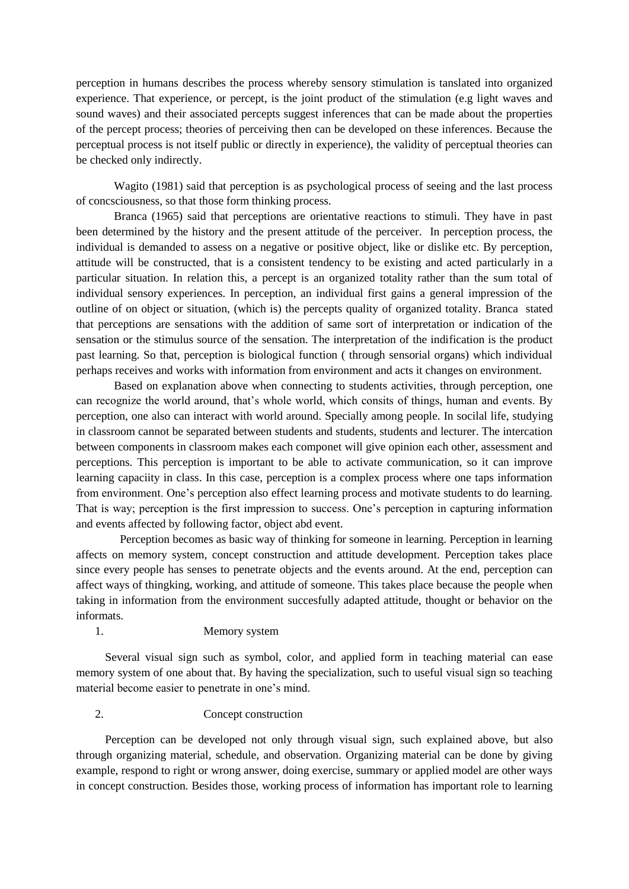perception in humans describes the process whereby sensory stimulation is tanslated into organized experience. That experience, or percept, is the joint product of the stimulation (e.g light waves and sound waves) and their associated percepts suggest inferences that can be made about the properties of the percept process; theories of perceiving then can be developed on these inferences. Because the perceptual process is not itself public or directly in experience), the validity of perceptual theories can be checked only indirectly.

Wagito (1981) said that perception is as psychological process of seeing and the last process of concsciousness, so that those form thinking process.

Branca (1965) said that perceptions are orientative reactions to stimuli. They have in past been determined by the history and the present attitude of the perceiver. In perception process, the individual is demanded to assess on a negative or positive object, like or dislike etc. By perception, attitude will be constructed, that is a consistent tendency to be existing and acted particularly in a particular situation. In relation this, a percept is an organized totality rather than the sum total of individual sensory experiences. In perception, an individual first gains a general impression of the outline of on object or situation, (which is) the percepts quality of organized totality. Branca stated that perceptions are sensations with the addition of same sort of interpretation or indication of the sensation or the stimulus source of the sensation. The interpretation of the indification is the product past learning. So that, perception is biological function ( through sensorial organs) which individual perhaps receives and works with information from environment and acts it changes on environment.

Based on explanation above when connecting to students activities, through perception, one can recognize the world around, that's whole world, which consits of things, human and events. By perception, one also can interact with world around. Specially among people. In socilal life, studying in classroom cannot be separated between students and students, students and lecturer. The intercation between components in classroom makes each componet will give opinion each other, assessment and perceptions. This perception is important to be able to activate communication, so it can improve learning capaciity in class. In this case, perception is a complex process where one taps information from environment. One's perception also effect learning process and motivate students to do learning. That is way; perception is the first impression to success. One's perception in capturing information and events affected by following factor, object abd event.

Perception becomes as basic way of thinking for someone in learning. Perception in learning affects on memory system, concept construction and attitude development. Perception takes place since every people has senses to penetrate objects and the events around. At the end, perception can affect ways of thingking, working, and attitude of someone. This takes place because the people when taking in information from the environment succesfully adapted attitude, thought or behavior on the informats.

1. Memory system

Several visual sign such as symbol, color, and applied form in teaching material can ease memory system of one about that. By having the specialization, such to useful visual sign so teaching material become easier to penetrate in one's mind.

2. Concept construction

Perception can be developed not only through visual sign, such explained above, but also through organizing material, schedule, and observation. Organizing material can be done by giving example, respond to right or wrong answer, doing exercise, summary or applied model are other ways in concept construction. Besides those, working process of information has important role to learning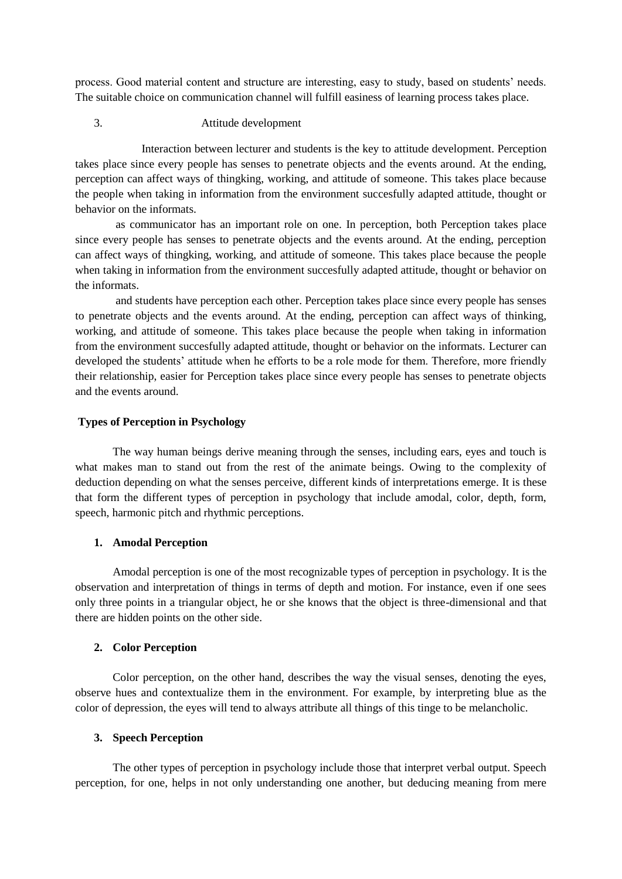process. Good material content and structure are interesting, easy to study, based on students' needs. The suitable choice on communication channel will fulfill easiness of learning process takes place.

3. Attitude development

Interaction between lecturer and students is the key to attitude development. Perception takes place since every people has senses to penetrate objects and the events around. At the ending, perception can affect ways of thingking, working, and attitude of someone. This takes place because the people when taking in information from the environment succesfully adapted attitude, thought or behavior on the informats.

as communicator has an important role on one. In perception, both Perception takes place since every people has senses to penetrate objects and the events around. At the ending, perception can affect ways of thingking, working, and attitude of someone. This takes place because the people when taking in information from the environment succesfully adapted attitude, thought or behavior on the informats.

and students have perception each other. Perception takes place since every people has senses to penetrate objects and the events around. At the ending, perception can affect ways of thinking, working, and attitude of someone. This takes place because the people when taking in information from the environment succesfully adapted attitude, thought or behavior on the informats. Lecturer can developed the students' attitude when he efforts to be a role mode for them. Therefore, more friendly their relationship, easier for Perception takes place since every people has senses to penetrate objects and the events around.

**Types of Perception in Psychology**

The way human beings derive meaning through the senses, including ears, eyes and touch is what makes man to stand out from the rest of the animate beings. Owing to the complexity of deduction depending on what the senses perceive, different kinds of interpretations emerge. It is these that form the different types of perception in psychology that include amodal, color, depth, form, speech, harmonic pitch and rhythmic perceptions.

1. **Amodal Perception**

Amodal perception is one of the most recognizable types of perception in psychology. It is the observation and interpretation of things in terms of depth and motion. For instance, even if one sees only three points in a triangular object, he or she knows that the object is three-dimensional and that there are hidden points on the other side.

2. **Color Perception**

Color perception, on the other hand, describes the way the visual senses, denoting the eyes, observe hues and contextualize them in the environment. For example, by interpreting blue as the color of depression, the eyes will tend to always attribute all things of this tinge to be melancholic.

3. **Speech Perception**

The other types of perception in psychology include those that interpret verbal output. Speech perception, for one, helps in not only understanding one another, but deducing meaning from mere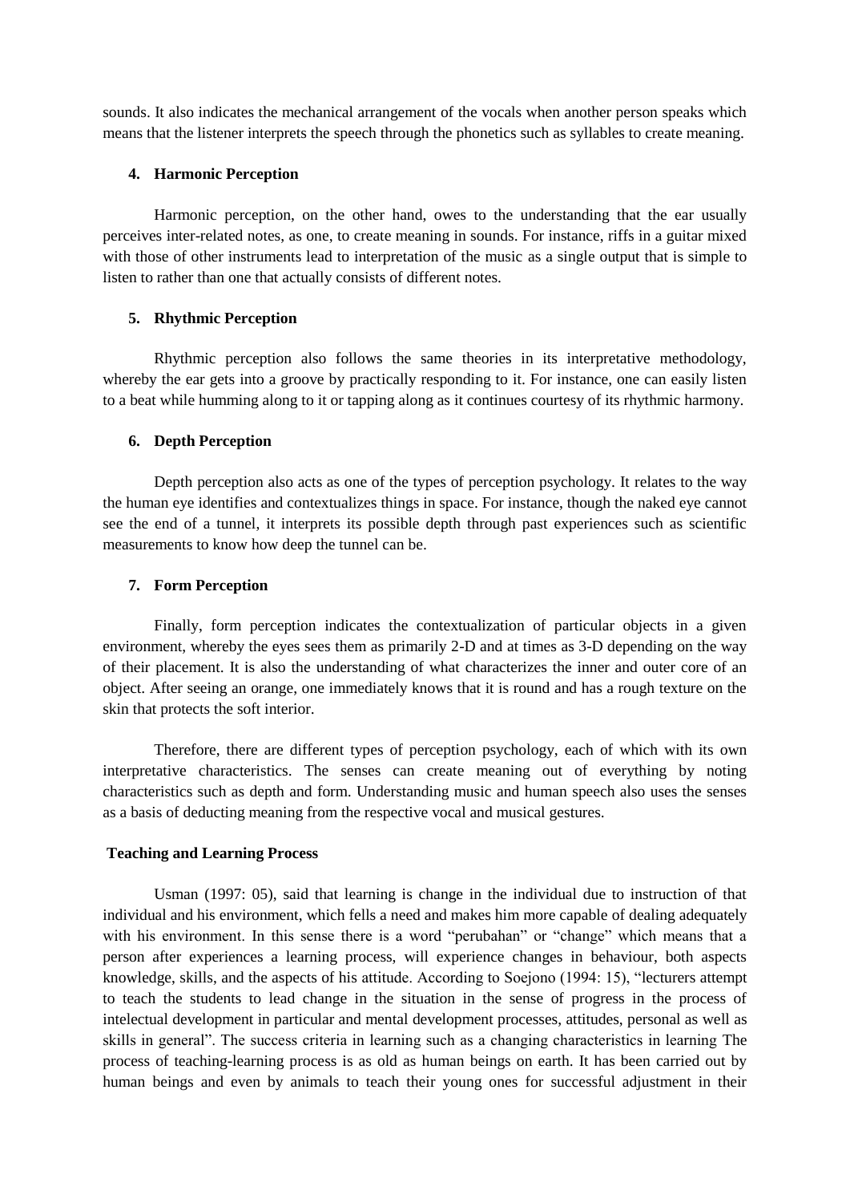sounds. It also indicates the mechanical arrangement of the vocals when another person speaks which means that the listener interprets the speech through the phonetics such as syllables to create meaning.

**4. Harmonic Perception**

Harmonic perception, on the other hand, owes to the understanding that the ear usually perceives inter-related notes, as one, to create meaning in sounds. For instance, riffs in a guitar mixed with those of other instruments lead to interpretation of the music as a single output that is simple to listen to rather than one that actually consists of different notes.

**5. Rhythmic Perception**

Rhythmic perception also follows the same theories in its interpretative methodology, whereby the ear gets into a groove by practically responding to it. For instance, one can easily listen to a beat while humming along to it or tapping along as it continues courtesy of its rhythmic harmony.

**6. Depth Perception**

Depth perception also acts as one of the types of perception psychology. It relates to the way the human eye identifies and contextualizes things in space. For instance, though the naked eye cannot see the end of a tunnel, it interprets its possible depth through past experiences such as scientific measurements to know how deep the tunnel can be.

**7. Form Perception**

Finally, form perception indicates the contextualization of particular objects in a given environment, whereby the eyes sees them as primarily 2-D and at times as 3-D depending on the way of their placement. It is also the understanding of what characterizes the inner and outer core of an object. After seeing an orange, one immediately knows that it is round and has a rough texture on the skin that protects the soft interior.

Therefore, there are different types of perception psychology, each of which with its own interpretative characteristics. The senses can create meaning out of everything by noting characteristics such as depth and form. Understanding music and human speech also uses the senses as a basis of deducting meaning from the respective vocal and musical gestures.

**Teaching and Learning Process**

Usman (1997: 05), said that learning is change in the individual due to instruction of that individual and his environment, which fells a need and makes him more capable of dealing adequately with his environment. In this sense there is a word "perubahan" or "change" which means that a person after experiences a learning process, will experience changes in behaviour, both aspects knowledge, skills, and the aspects of his attitude. According to Soejono (1994: 15), "lecturers attempt to teach the students to lead change in the situation in the sense of progress in the process of intelectual development in particular and mental development processes, attitudes, personal as well as skills in general". The success criteria in learning such as a changing characteristics in learning The process of teaching-learning process is as old as human beings on earth. It has been carried out by human beings and even by animals to teach their young ones for successful adjustment in their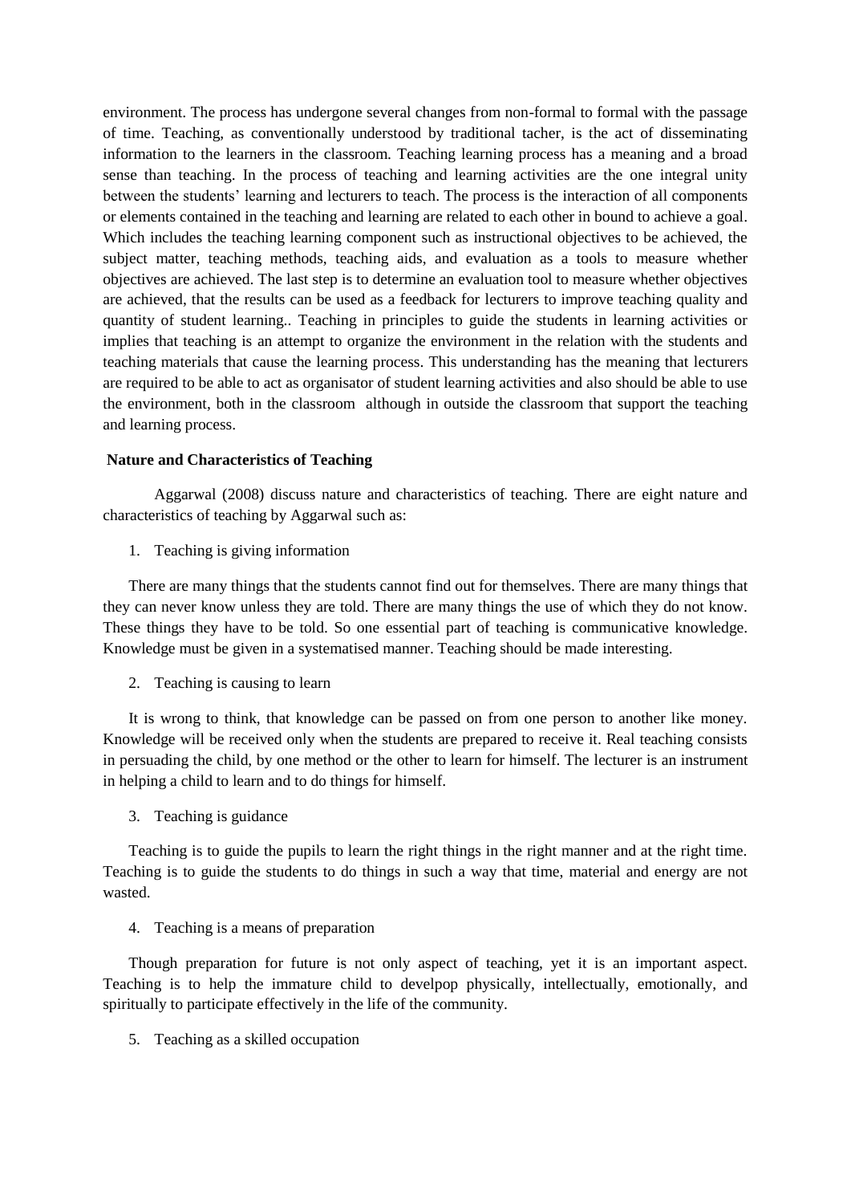environment. The process has undergone several changes from non-formal to formal with the passage of time. Teaching, as conventionally understood by traditional tacher, is the act of disseminating information to the learners in the classroom. Teaching learning process has a meaning and a broad sense than teaching. In the process of teaching and learning activities are the one integral unity between the students' learning and lecturers to teach. The process is the interaction of all components or elements contained in the teaching and learning are related to each other in bound to achieve a goal. Which includes the teaching learning component such as instructional objectives to be achieved, the subject matter, teaching methods, teaching aids, and evaluation as a tools to measure whether objectives are achieved. The last step is to determine an evaluation tool to measure whether objectives are achieved, that the results can be used as a feedback for lecturers to improve teaching quality and quantity of student learning.. Teaching in principles to guide the students in learning activities or implies that teaching is an attempt to organize the environment in the relation with the students and teaching materials that cause the learning process. This understanding has the meaning that lecturers are required to be able to act as organisator of student learning activities and also should be able to use the environment, both in the classroom although in outside the classroom that support the teaching and learning process.

**Nature and Characteristics of Teaching**

Aggarwal (2008) discuss nature and characteristics of teaching. There are eight nature and characteristics of teaching by Aggarwal such as:

1. Teaching is giving information

There are many things that the students cannot find out for themselves. There are many things that they can never know unless they are told. There are many things the use of which they do not know. These things they have to be told. So one essential part of teaching is communicative knowledge. Knowledge must be given in a systematised manner. Teaching should be made interesting.

2. Teaching is causing to learn

It is wrong to think, that knowledge can be passed on from one person to another like money. Knowledge will be received only when the students are prepared to receive it. Real teaching consists in persuading the child, by one method or the other to learn for himself. The lecturer is an instrument in helping a child to learn and to do things for himself.

3. Teaching is guidance

Teaching is to guide the pupils to learn the right things in the right manner and at the right time. Teaching is to guide the students to do things in such a way that time, material and energy are not wasted.

4. Teaching is a means of preparation

Though preparation for future is not only aspect of teaching, yet it is an important aspect. Teaching is to help the immature child to develpop physically, intellectually, emotionally, and spiritually to participate effectively in the life of the community.

5. Teaching as a skilled occupation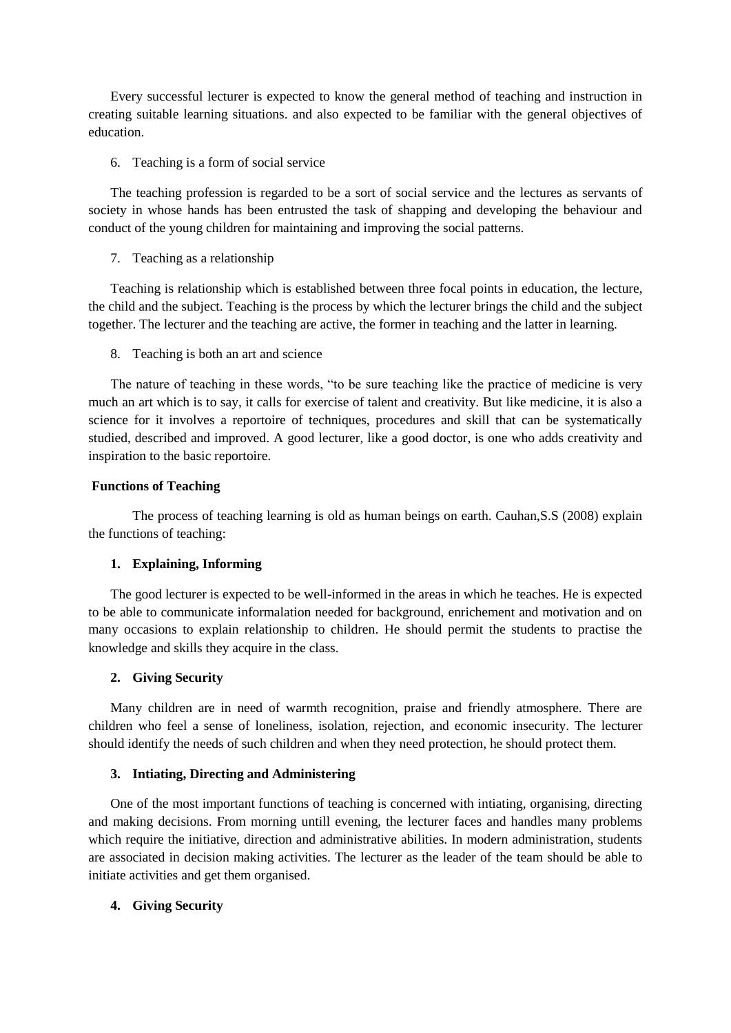Every successful lecturer is expected to know the general method of teaching and instruction in creating suitable learning situations. and also expected to be familiar with the general objectives of education.

6. Teaching is a form of social service

The teaching profession is regarded to be a sort of social service and the lectures as servants of society in whose hands has been entrusted the task of shapping and developing the behaviour and conduct of the young children for maintaining and improving the social patterns.

7. Teaching as a relationship

Teaching is relationship which is established between three focal points in education, the lecture, the child and the subject. Teaching is the process by which the lecturer brings the child and the subject together. The lecturer and the teaching are active, the former in teaching and the latter in learning.

8. Teaching is both an art and science

The nature of teaching in these words, "to be sure teaching like the practice of medicine is very much an art which is to say, it calls for exercise of talent and creativity. But like medicine, it is also a science for it involves a reportoire of techniques, procedures and skill that can be systematically studied, described and improved. A good lecturer, like a good doctor, is one who adds creativity and inspiration to the basic reportoire.

**Functions of Teaching**

The process of teaching learning is old as human beings on earth. Cauhan,S.S (2008) explain the functions of teaching:

**1. Explaining, Informing**

The good lecturer is expected to be well-informed in the areas in which he teaches. He is expected to be able to communicate informalation needed for background, enrichement and motivation and on many occasions to explain relationship to children. He should permit the students to practise the knowledge and skills they acquire in the class.

**2. Giving Security**

Many children are in need of warmth recognition, praise and friendly atmosphere. There are children who feel a sense of loneliness, isolation, rejection, and economic insecurity. The lecturer should identify the needs of such children and when they need protection, he should protect them.

**3. Intiating, Directing and Administering**

One of the most important functions of teaching is concerned with intiating, organising, directing and making decisions. From morning untill evening, the lecturer faces and handles many problems which require the initiative, direction and administrative abilities. In modern administration, students are associated in decision making activities. The lecturer as the leader of the team should be able to initiate activities and get them organised.

**4. Giving Security**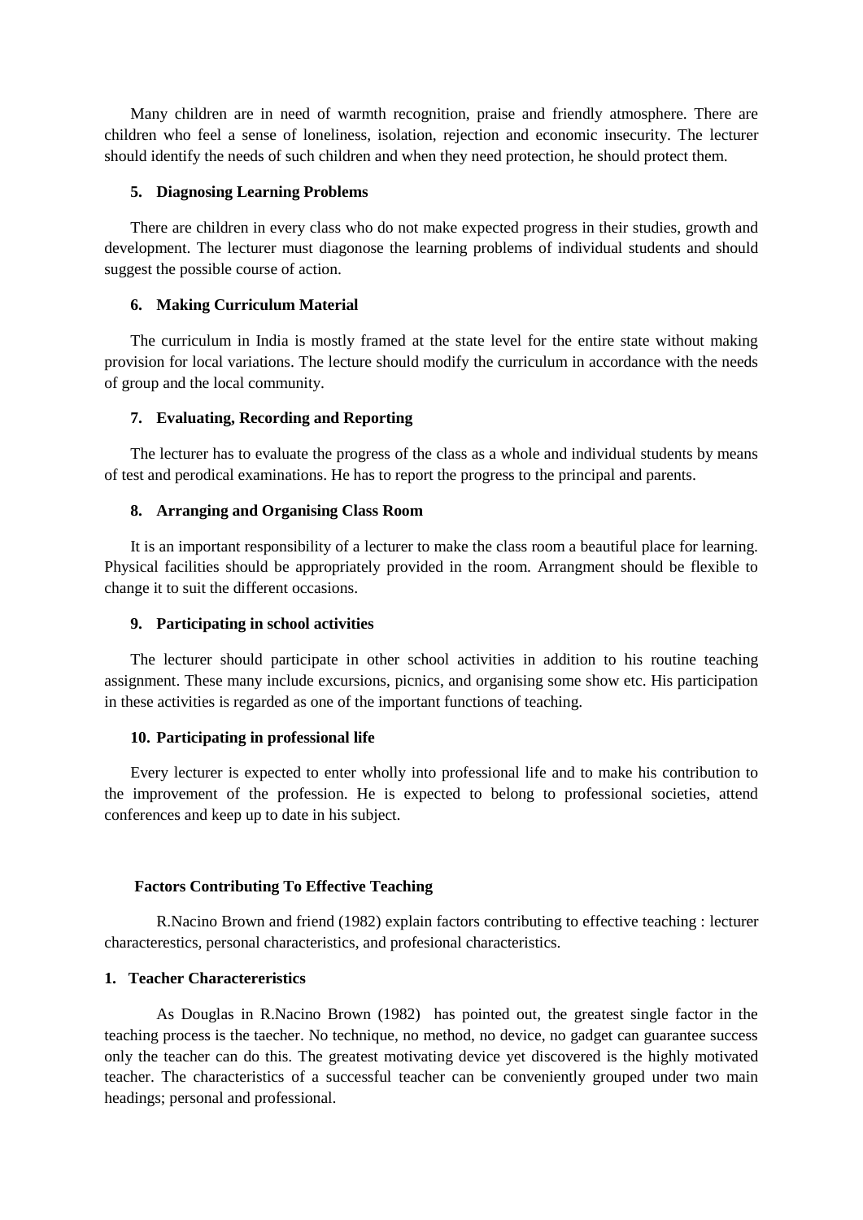Many children are in need of warmth recognition, praise and friendly atmosphere. There are children who feel a sense of loneliness, isolation, rejection and economic insecurity. The lecturer should identify the needs of such children and when they need protection, he should protect them.

**5. Diagnosing Learning Problems**

There are children in every class who do not make expected progress in their studies, growth and development. The lecturer must diagonose the learning problems of individual students and should suggest the possible course of action.

**6. Making Curriculum Material**

The curriculum in India is mostly framed at the state level for the entire state without making provision for local variations. The lecture should modify the curriculum in accordance with the needs of group and the local community.

**7. Evaluating, Recording and Reporting**

The lecturer has to evaluate the progress of the class as a whole and individual students by means of test and perodical examinations. He has to report the progress to the principal and parents.

**8. Arranging and Organising Class Room**

It is an important responsibility of a lecturer to make the class room a beautiful place for learning. Physical facilities should be appropriately provided in the room. Arrangment should be flexible to change it to suit the different occasions.

**9. Participating in school activities**

The lecturer should participate in other school activities in addition to his routine teaching assignment. These many include excursions, picnics, and organising some show etc. His participation in these activities is regarded as one of the important functions of teaching.

**10. Participating in professional life**

Every lecturer is expected to enter wholly into professional life and to make his contribution to the improvement of the profession. He is expected to belong to professional societies, attend conferences and keep up to date in his subject.

**Factors Contributing To Effective Teaching**

R.Nacino Brown and friend (1982) explain factors contributing to effective teaching : lecturer characterestics, personal characteristics, and profesional characteristics.

**1. Teacher Charactereristics**

As Douglas in R.Nacino Brown (1982) has pointed out, the greatest single factor in the teaching process is the taecher. No technique, no method, no device, no gadget can guarantee success only the teacher can do this. The greatest motivating device yet discovered is the highly motivated teacher. The characteristics of a successful teacher can be conveniently grouped under two main headings; personal and professional.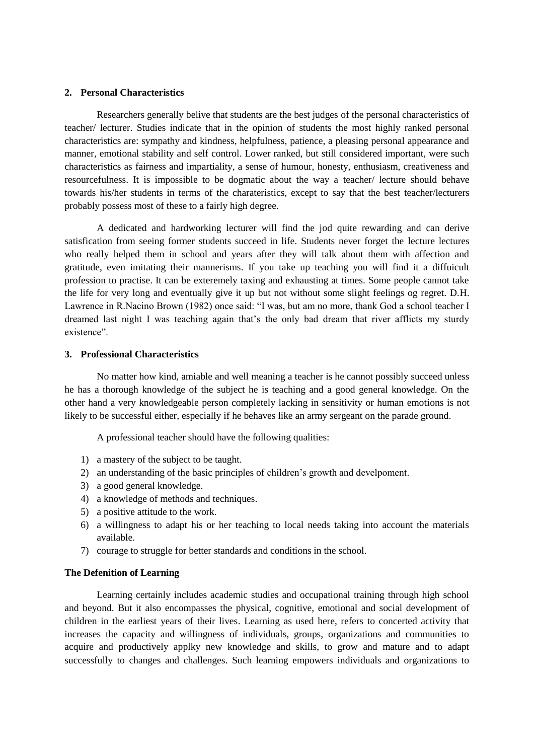## 2. Personal Characteristics

Researchers generally belive that students are the best judges of the personal characteristics of teacher/ lecturer. Studies indicate that in the opinion of students the most highly ranked personal characteristics are: sympathy and kindness, helpfulness, patience, a pleasing personal appearance and manner, emotional stability and self control. Lower ranked, but still considered important, were such characteristics as fairness and impartiality, a sense of humour, honesty, enthusiasm, creativeness and resourcefulness. It is impossible to be dogmatic about the way a teacher/ lecture should behave towards his/her students in terms of the charateristics, except to say that the best teacher/lecturers probably possess most of these to a fairly high degree.

A dedicated and hardworking lecturer will find the jod quite rewarding and can derive satisfication from seeing former students succeed in life. Students never forget the lecture lectures who really helped them in school and years after they will talk about them with affection and gratitude, even imitating their mannerisms. If you take up teaching you will find it a diffuicult profession to practise. It can be exteremely taxing and exhausting at times. Some people cannot take the life for very long and eventually give it up but not without some slight feelings og regret. D.H. Lawrence in R.Nacino Brown (1982) once said: "I was, but am no more, thank God a school teacher I dreamed last night I was teaching again that's the only bad dream that river afflicts my sturdy existence".

## 3. Professional Characteristics

No matter how kind, amiable and well meaning a teacher is he cannot possibly succeed unless he has a thorough knowledge of the subject he is teaching and a good general knowledge. On the other hand a very knowledgeable person completely lacking in sensitivity or human emotions is not likely to be successful either, especially if he behaves like an army sergeant on the parade ground.

A professional teacher should have the following qualities:

1) a mastery of the subject to be taught.
2) an understanding of the basic principles of children's growth and develpoment.
3) a good general knowledge.
4) a knowledge of methods and techniques.
5) a positive attitude to the work.
6) a willingness to adapt his or her teaching to local needs taking into account the materials available.
7) courage to struggle for better standards and conditions in the school.

## The Defenition of Learning

Learning certainly includes academic studies and occupational training through high school and beyond. But it also encompasses the physical, cognitive, emotional and social development of children in the earliest years of their lives. Learning as used here, refers to concerted activity that increases the capacity and willingness of individuals, groups, organizations and communities to acquire and productively applky new knowledge and skills, to grow and mature and to adapt successfully to changes and challenges. Such learning empowers individuals and organizations to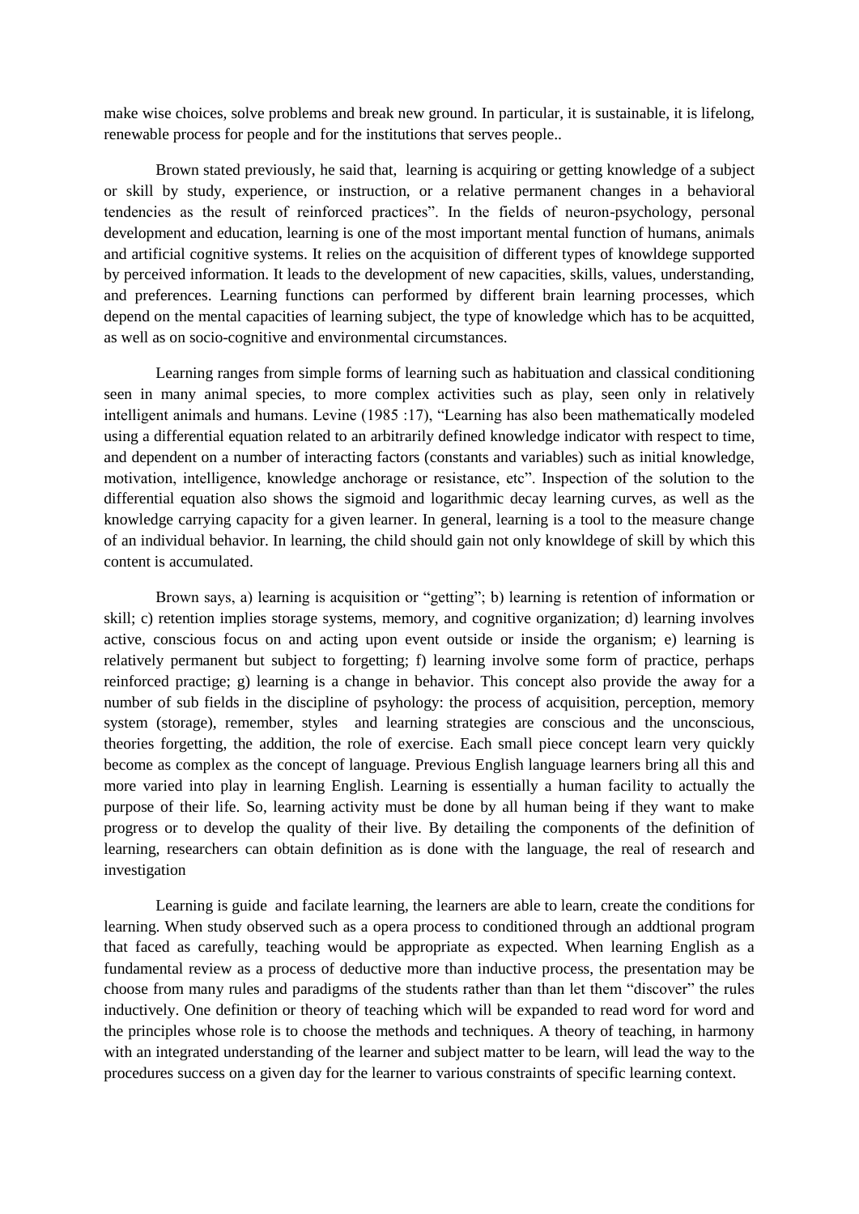make wise choices, solve problems and break new ground. In particular, it is sustainable, it is lifelong, renewable process for people and for the institutions that serves people..

Brown stated previously, he said that, learning is acquiring or getting knowledge of a subject or skill by study, experience, or instruction, or a relative permanent changes in a behavioral tendencies as the result of reinforced practices". In the fields of neuron-psychology, personal development and education, learning is one of the most important mental function of humans, animals and artificial cognitive systems. It relies on the acquisition of different types of knowldege supported by perceived information. It leads to the development of new capacities, skills, values, understanding, and preferences. Learning functions can performed by different brain learning processes, which depend on the mental capacities of learning subject, the type of knowledge which has to be acquitted, as well as on socio-cognitive and environmental circumstances.

Learning ranges from simple forms of learning such as habituation and classical conditioning seen in many animal species, to more complex activities such as play, seen only in relatively intelligent animals and humans. Levine (1985 :17), "Learning has also been mathematically modeled using a differential equation related to an arbitrarily defined knowledge indicator with respect to time, and dependent on a number of interacting factors (constants and variables) such as initial knowledge, motivation, intelligence, knowledge anchorage or resistance, etc". Inspection of the solution to the differential equation also shows the sigmoid and logarithmic decay learning curves, as well as the knowledge carrying capacity for a given learner. In general, learning is a tool to the measure change of an individual behavior. In learning, the child should gain not only knowldege of skill by which this content is accumulated.

Brown says, a) learning is acquisition or "getting"; b) learning is retention of information or skill; c) retention implies storage systems, memory, and cognitive organization; d) learning involves active, conscious focus on and acting upon event outside or inside the organism; e) learning is relatively permanent but subject to forgetting; f) learning involve some form of practice, perhaps reinforced practige; g) learning is a change in behavior. This concept also provide the away for a number of sub fields in the discipline of psyhology: the process of acquisition, perception, memory system (storage), remember, styles and learning strategies are conscious and the unconscious, theories forgetting, the addition, the role of exercise. Each small piece concept learn very quickly become as complex as the concept of language. Previous English language learners bring all this and more varied into play in learning English. Learning is essentially a human facility to actually the purpose of their life. So, learning activity must be done by all human being if they want to make progress or to develop the quality of their live. By detailing the components of the definition of learning, researchers can obtain definition as is done with the language, the real of research and investigation

Learning is guide and facilate learning, the learners are able to learn, create the conditions for learning. When study observed such as a opera process to conditioned through an addtional program that faced as carefully, teaching would be appropriate as expected. When learning English as a fundamental review as a process of deductive more than inductive process, the presentation may be choose from many rules and paradigms of the students rather than than let them "discover" the rules inductively. One definition or theory of teaching which will be expanded to read word for word and the principles whose role is to choose the methods and techniques. A theory of teaching, in harmony with an integrated understanding of the learner and subject matter to be learn, will lead the way to the procedures success on a given day for the learner to various constraints of specific learning context.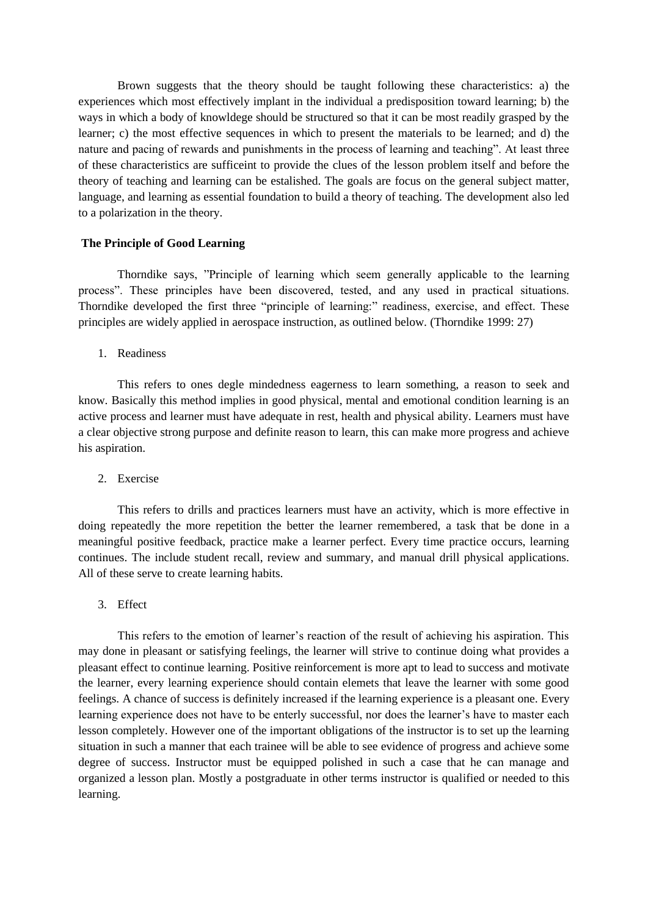Brown suggests that the theory should be taught following these characteristics: a) the experiences which most effectively implant in the individual a predisposition toward learning; b) the ways in which a body of knowldege should be structured so that it can be most readily grasped by the learner; c) the most effective sequences in which to present the materials to be learned; and d) the nature and pacing of rewards and punishments in the process of learning and teaching". At least three of these characteristics are sufficeint to provide the clues of the lesson problem itself and before the theory of teaching and learning can be estalished. The goals are focus on the general subject matter, language, and learning as essential foundation to build a theory of teaching. The development also led to a polarization in the theory.

**The Principle of Good Learning**

Thorndike says, "Principle of learning which seem generally applicable to the learning process". These principles have been discovered, tested, and any used in practical situations. Thorndike developed the first three "principle of learning:" readiness, exercise, and effect. These principles are widely applied in aerospace instruction, as outlined below. (Thorndike 1999: 27)

1. Readiness

This refers to ones degle mindedness eagerness to learn something, a reason to seek and know. Basically this method implies in good physical, mental and emotional condition learning is an active process and learner must have adequate in rest, health and physical ability. Learners must have a clear objective strong purpose and definite reason to learn, this can make more progress and achieve his aspiration.

2. Exercise

This refers to drills and practices learners must have an activity, which is more effective in doing repeatedly the more repetition the better the learner remembered, a task that be done in a meaningful positive feedback, practice make a learner perfect. Every time practice occurs, learning continues. The include student recall, review and summary, and manual drill physical applications. All of these serve to create learning habits.

3. Effect

This refers to the emotion of learner's reaction of the result of achieving his aspiration. This may done in pleasant or satisfying feelings, the learner will strive to continue doing what provides a pleasant effect to continue learning. Positive reinforcement is more apt to lead to success and motivate the learner, every learning experience should contain elemets that leave the learner with some good feelings. A chance of success is definitely increased if the learning experience is a pleasant one. Every learning experience does not have to be enterly successful, nor does the learner's have to master each lesson completely. However one of the important obligations of the instructor is to set up the learning situation in such a manner that each trainee will be able to see evidence of progress and achieve some degree of success. Instructor must be equipped polished in such a case that he can manage and organized a lesson plan. Mostly a postgraduate in other terms instructor is qualified or needed to this learning.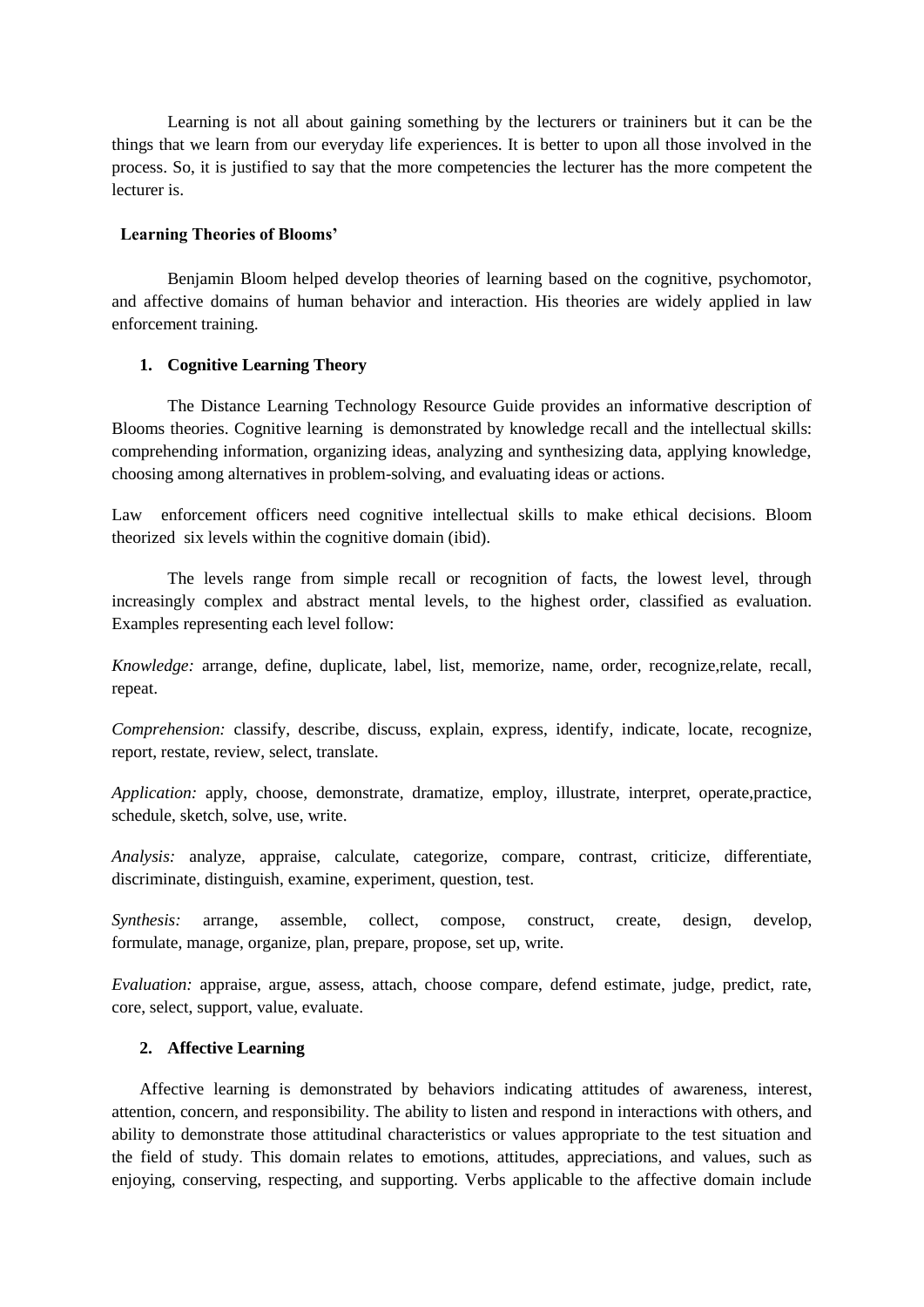Learning is not all about gaining something by the lecturers or traininers but it can be the things that we learn from our everyday life experiences. It is better to upon all those involved in the process. So, it is justified to say that the more competencies the lecturer has the more competent the lecturer is.

**Learning Theories of Blooms'**

Benjamin Bloom helped develop theories of learning based on the cognitive, psychomotor, and affective domains of human behavior and interaction. His theories are widely applied in law enforcement training.

**1. Cognitive Learning Theory**

The Distance Learning Technology Resource Guide provides an informative description of Blooms theories. Cognitive learning is demonstrated by knowledge recall and the intellectual skills: comprehending information, organizing ideas, analyzing and synthesizing data, applying knowledge, choosing among alternatives in problem-solving, and evaluating ideas or actions.

Law enforcement officers need cognitive intellectual skills to make ethical decisions. Bloom theorized six levels within the cognitive domain (ibid).

The levels range from simple recall or recognition of facts, the lowest level, through increasingly complex and abstract mental levels, to the highest order, classified as evaluation. Examples representing each level follow:

*Knowledge:* arrange, define, duplicate, label, list, memorize, name, order, recognize,relate, recall, repeat.

*Comprehension:* classify, describe, discuss, explain, express, identify, indicate, locate, recognize, report, restate, review, select, translate.

*Application:* apply, choose, demonstrate, dramatize, employ, illustrate, interpret, operate,practice, schedule, sketch, solve, use, write.

*Analysis:* analyze, appraise, calculate, categorize, compare, contrast, criticize, differentiate, discriminate, distinguish, examine, experiment, question, test.

*Synthesis:* arrange, assemble, collect, compose, construct, create, design, develop, formulate, manage, organize, plan, prepare, propose, set up, write.

*Evaluation:* appraise, argue, assess, attach, choose compare, defend estimate, judge, predict, rate, core, select, support, value, evaluate.

**2. Affective Learning**

Affective learning is demonstrated by behaviors indicating attitudes of awareness, interest, attention, concern, and responsibility. The ability to listen and respond in interactions with others, and ability to demonstrate those attitudinal characteristics or values appropriate to the test situation and the field of study. This domain relates to emotions, attitudes, appreciations, and values, such as enjoying, conserving, respecting, and supporting. Verbs applicable to the affective domain include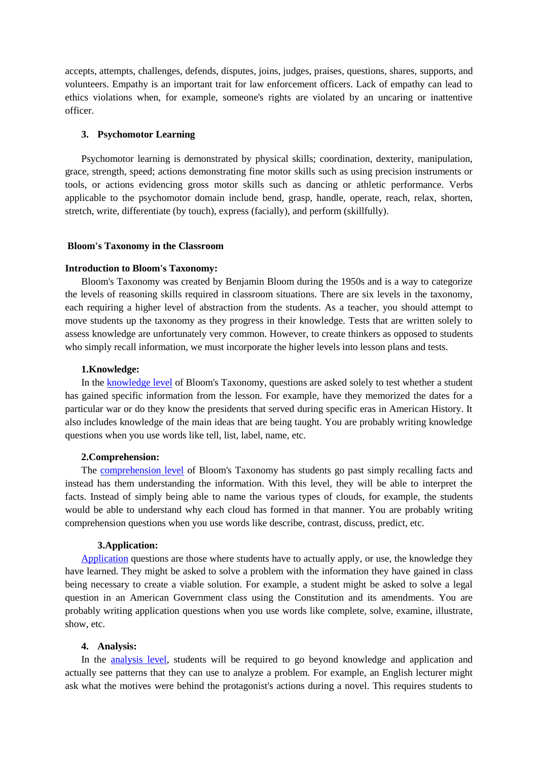accepts, attempts, challenges, defends, disputes, joins, judges, praises, questions, shares, supports, and volunteers. Empathy is an important trait for law enforcement officers. Lack of empathy can lead to ethics violations when, for example, someone's rights are violated by an uncaring or inattentive officer.

### 3. Psychomotor Learning

Psychomotor learning is demonstrated by physical skills; coordination, dexterity, manipulation, grace, strength, speed; actions demonstrating fine motor skills such as using precision instruments or tools, or actions evidencing gross motor skills such as dancing or athletic performance. Verbs applicable to the psychomotor domain include bend, grasp, handle, operate, reach, relax, shorten, stretch, write, differentiate (by touch), express (facially), and perform (skillfully).

## Bloom's Taxonomy in the Classroom

### Introduction to Bloom's Taxonomy:

Bloom's Taxonomy was created by Benjamin Bloom during the 1950s and is a way to categorize the levels of reasoning skills required in classroom situations. There are six levels in the taxonomy, each requiring a higher level of abstraction from the students. As a teacher, you should attempt to move students up the taxonomy as they progress in their knowledge. Tests that are written solely to assess knowledge are unfortunately very common. However, to create thinkers as opposed to students who simply recall information, we must incorporate the higher levels into lesson plans and tests.

#### 1.Knowledge:

In the knowledge level of Bloom's Taxonomy, questions are asked solely to test whether a student has gained specific information from the lesson. For example, have they memorized the dates for a particular war or do they know the presidents that served during specific eras in American History. It also includes knowledge of the main ideas that are being taught. You are probably writing knowledge questions when you use words like tell, list, label, name, etc.

#### 2.Comprehension:

The comprehension level of Bloom's Taxonomy has students go past simply recalling facts and instead has them understanding the information. With this level, they will be able to interpret the facts. Instead of simply being able to name the various types of clouds, for example, the students would be able to understand why each cloud has formed in that manner. You are probably writing comprehension questions when you use words like describe, contrast, discuss, predict, etc.

#### 3.Application:

Application questions are those where students have to actually apply, or use, the knowledge they have learned. They might be asked to solve a problem with the information they have gained in class being necessary to create a viable solution. For example, a student might be asked to solve a legal question in an American Government class using the Constitution and its amendments. You are probably writing application questions when you use words like complete, solve, examine, illustrate, show, etc.

#### 4. Analysis:

In the analysis level, students will be required to go beyond knowledge and application and actually see patterns that they can use to analyze a problem. For example, an English lecturer might ask what the motives were behind the protagonist's actions during a novel. This requires students to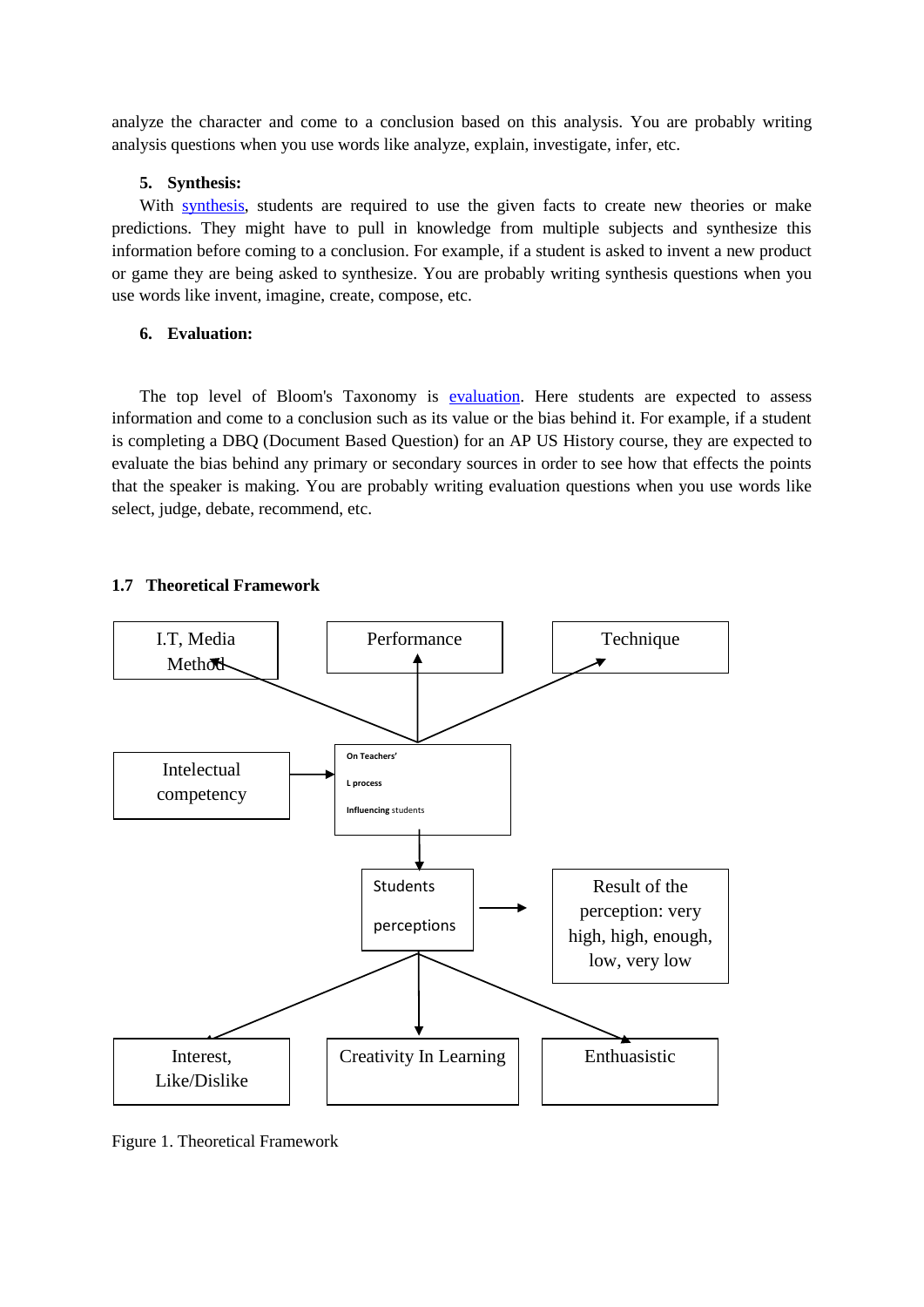analyze the character and come to a conclusion based on this analysis. You are probably writing analysis questions when you use words like analyze, explain, investigate, infer, etc.

**5. Synthesis:**

With synthesis, students are required to use the given facts to create new theories or make predictions. They might have to pull in knowledge from multiple subjects and synthesize this information before coming to a conclusion. For example, if a student is asked to invent a new product or game they are being asked to synthesize. You are probably writing synthesis questions when you use words like invent, imagine, create, compose, etc.

**6. Evaluation:**

The top level of Bloom's Taxonomy is evaluation. Here students are expected to assess information and come to a conclusion such as its value or the bias behind it. For example, if a student is completing a DBQ (Document Based Question) for an AP US History course, they are expected to evaluate the bias behind any primary or secondary sources in order to see how that effects the points that the speaker is making. You are probably writing evaluation questions when you use words like select, judge, debate, recommend, etc.

## 1.7 Theoretical Framework

I.T, Media Method

Performance

Technique

Intelectual competency

On Teachers'

L process

Influencing students

Students perceptions

Result of the perception: very high, high, enough, low, very low

Interest, Like/Dislike

Creativity In Learning

Enthuasistic

Figure 1. Theoretical Framework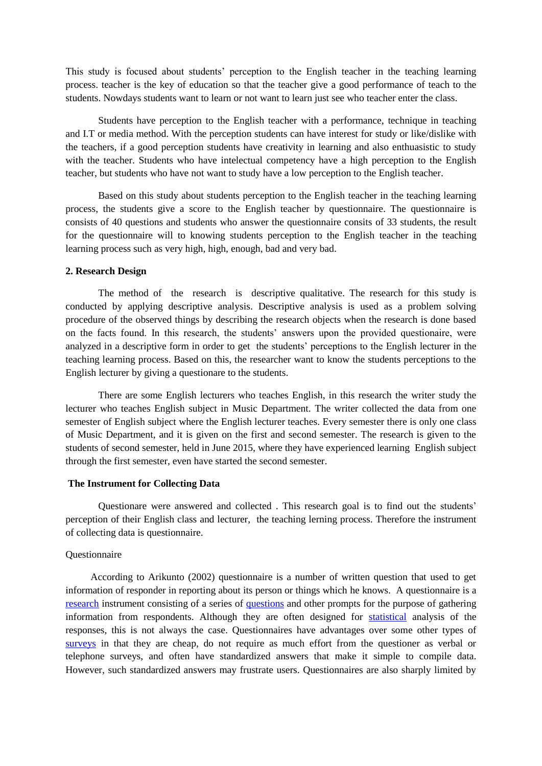This study is focused about students' perception to the English teacher in the teaching learning process. teacher is the key of education so that the teacher give a good performance of teach to the students. Nowdays students want to learn or not want to learn just see who teacher enter the class.

Students have perception to the English teacher with a performance, technique in teaching and I.T or media method. With the perception students can have interest for study or like/dislike with the teachers, if a good perception students have creativity in learning and also enthuasistic to study with the teacher. Students who have intelectual competency have a high perception to the English teacher, but students who have not want to study have a low perception to the English teacher.

Based on this study about students perception to the English teacher in the teaching learning process, the students give a score to the English teacher by questionnaire. The questionnaire is consists of 40 questions and students who answer the questionnaire consits of 33 students, the result for the questionnaire will to knowing students perception to the English teacher in the teaching learning process such as very high, high, enough, bad and very bad.

**2. Research Design**

The method of the research is descriptive qualitative. The research for this study is conducted by applying descriptive analysis. Descriptive analysis is used as a problem solving procedure of the observed things by describing the research objects when the research is done based on the facts found. In this research, the students' answers upon the provided questionaire, were analyzed in a descriptive form in order to get the students' perceptions to the English lecturer in the teaching learning process. Based on this, the researcher want to know the students perceptions to the English lecturer by giving a questionare to the students.

There are some English lecturers who teaches English, in this research the writer study the lecturer who teaches English subject in Music Department. The writer collected the data from one semester of English subject where the English lecturer teaches. Every semester there is only one class of Music Department, and it is given on the first and second semester. The research is given to the students of second semester, held in June 2015, where they have experienced learning English subject through the first semester, even have started the second semester.

**The Instrument for Collecting Data**

Questionare were answered and collected . This research goal is to find out the students' perception of their English class and lecturer, the teaching lerning process. Therefore the instrument of collecting data is questionnaire.

Questionnaire

According to Arikunto (2002) questionnaire is a number of written question that used to get information of responder in reporting about its person or things which he knows. A questionnaire is a research instrument consisting of a series of questions and other prompts for the purpose of gathering information from respondents. Although they are often designed for statistical analysis of the responses, this is not always the case. Questionnaires have advantages over some other types of surveys in that they are cheap, do not require as much effort from the questioner as verbal or telephone surveys, and often have standardized answers that make it simple to compile data. However, such standardized answers may frustrate users. Questionnaires are also sharply limited by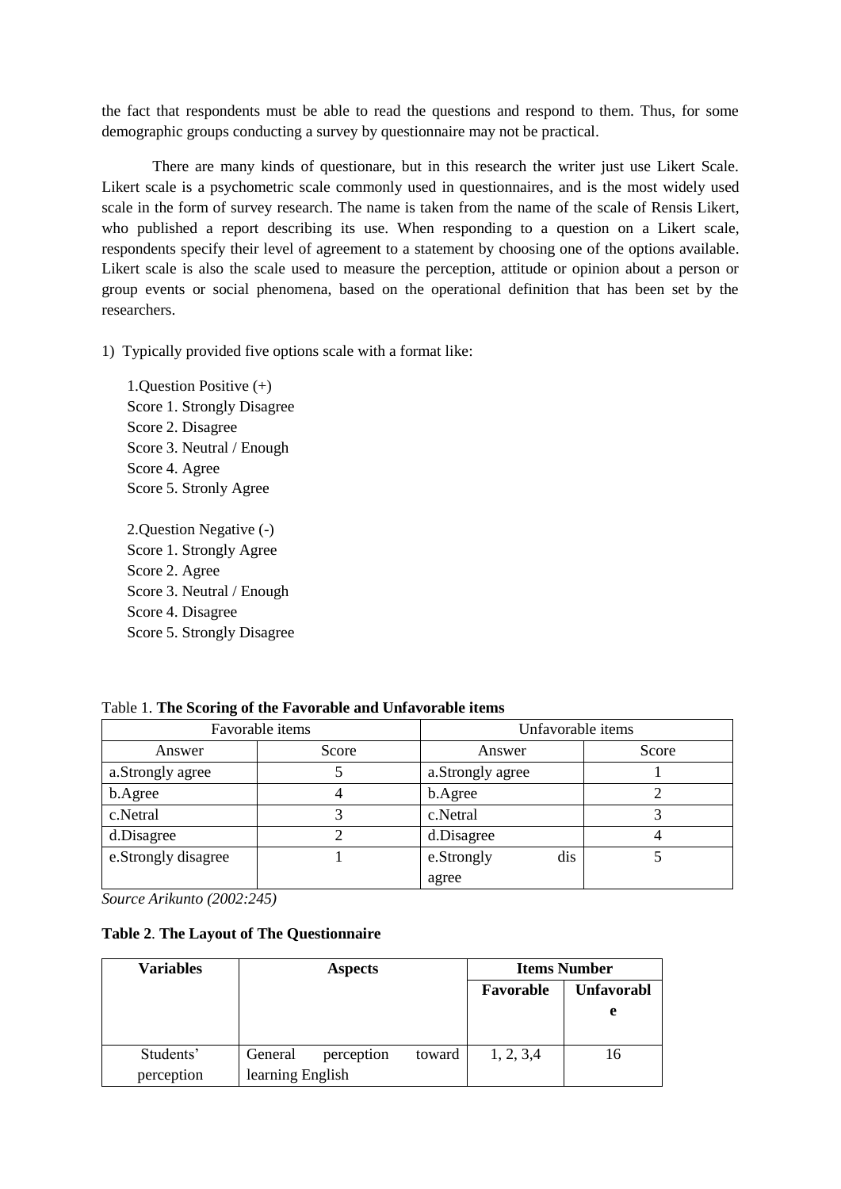the fact that respondents must be able to read the questions and respond to them. Thus, for some demographic groups conducting a survey by questionnaire may not be practical.

There are many kinds of questionare, but in this research the writer just use Likert Scale. Likert scale is a psychometric scale commonly used in questionnaires, and is the most widely used scale in the form of survey research. The name is taken from the name of the scale of Rensis Likert, who published a report describing its use. When responding to a question on a Likert scale, respondents specify their level of agreement to a statement by choosing one of the options available. Likert scale is also the scale used to measure the perception, attitude or opinion about a person or group events or social phenomena, based on the operational definition that has been set by the researchers.

1) Typically provided five options scale with a format like:

1.Question Positive (+)
Score 1. Strongly Disagree
Score 2. Disagree
Score 3. Neutral / Enough
Score 4. Agree
Score 5. Stronly Agree

2.Question Negative (-)
Score 1. Strongly Agree
Score 2. Agree
Score 3. Neutral / Enough
Score 4. Disagree
Score 5. Strongly Disagree

Table 1. **The Scoring of the Favorable and Unfavorable items**

| Favorable items | | Unfavorable items | |
|---|---|---|---|
| Answer | Score | Answer | Score |
| a.Strongly agree | 5 | a.Strongly agree | 1 |
| b.Agree | 4 | b.Agree | 2 |
| c.Netral | 3 | c.Netral | 3 |
| d.Disagree | 2 | d.Disagree | 4 |
| e.Strongly disagree | 1 | e.Strongly dis agree | 5 |

*Source Arikunto (2002:245)*

**Table 2**. **The Layout of The Questionnaire**

| **Variables** | **Aspects** | **Items Number** | |
|---|---|---|---|
| | | **Favorable** | **Unfavorable** |
| Students' perception | General perception toward learning English | 1, 2, 3,4 | 16 |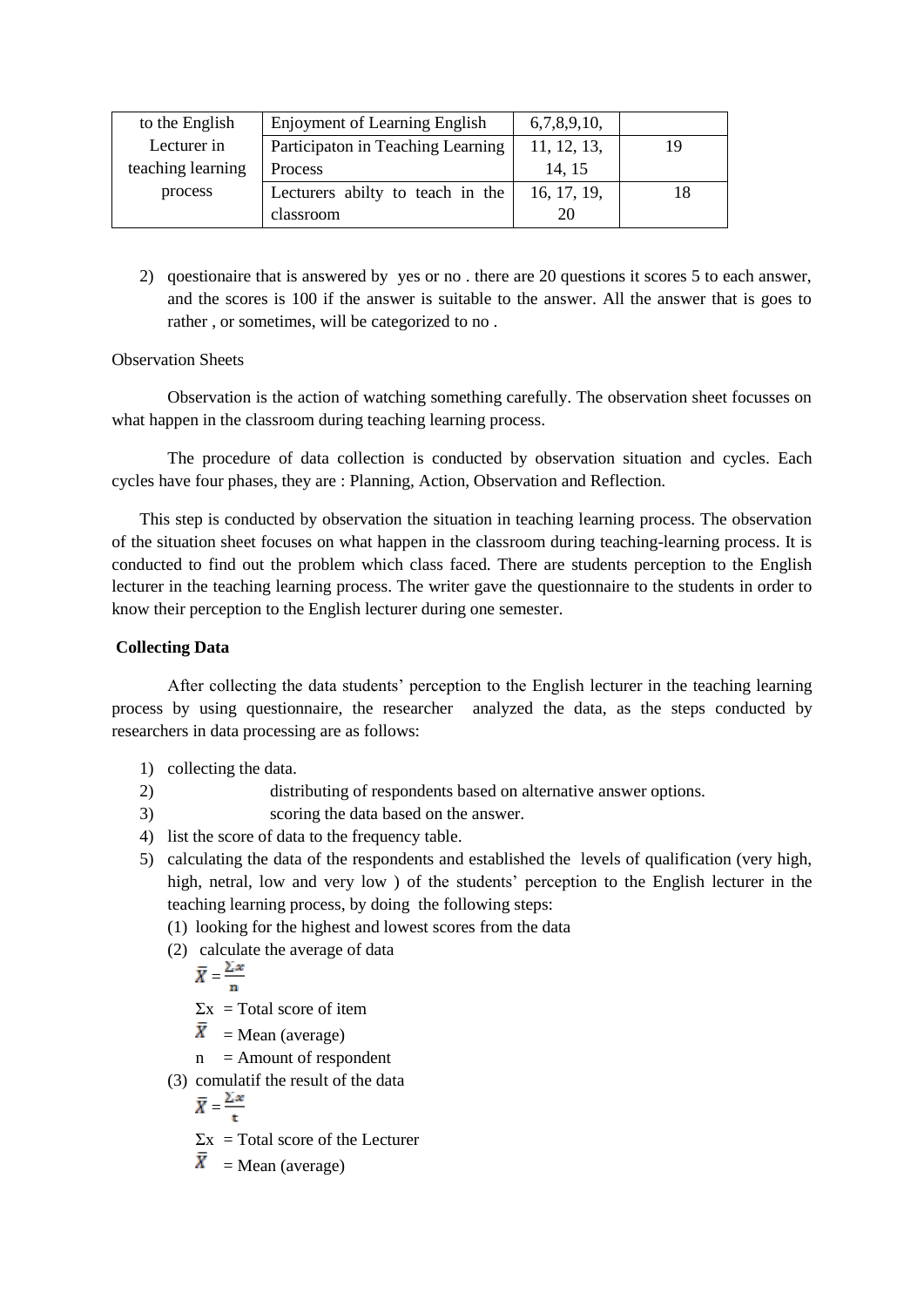| to the English Lecturer in teaching learning process | Enjoyment of Learning English | 6,7,8,9,10, | |
|---|---|---|---|
| | Participaton in Teaching Learning Process | 11, 12, 13, 14, 15 | 19 |
| | Lecturers abilty to teach in the classroom | 16, 17, 19, 20 | 18 |

2) qoestionaire that is answered by yes or no . there are 20 questions it scores 5 to each answer, and the scores is 100 if the answer is suitable to the answer. All the answer that is goes to rather , or sometimes, will be categorized to no .

Observation Sheets

Observation is the action of watching something carefully. The observation sheet focusses on what happen in the classroom during teaching learning process.

The procedure of data collection is conducted by observation situation and cycles. Each cycles have four phases, they are : Planning, Action, Observation and Reflection.

This step is conducted by observation the situation in teaching learning process. The observation of the situation sheet focuses on what happen in the classroom during teaching-learning process. It is conducted to find out the problem which class faced. There are students perception to the English lecturer in the teaching learning process. The writer gave the questionnaire to the students in order to know their perception to the English lecturer during one semester.

**Collecting Data**

After collecting the data students' perception to the English lecturer in the teaching learning process by using questionnaire, the researcher analyzed the data, as the steps conducted by researchers in data processing are as follows:

1) collecting the data.
2) distributing of respondents based on alternative answer options.
3) scoring the data based on the answer.
4) list the score of data to the frequency table.
5) calculating the data of the respondents and established the levels of qualification (very high, high, netral, low and very low ) of the students' perception to the English lecturer in the teaching learning process, by doing the following steps:
   (1) looking for the highest and lowest scores from the data
   (2) calculate the average of data

   $$\bar{X} = \frac{\Sigma x}{n}$$

   $\Sigma x$ = Total score of item

   $\bar{X}$ = Mean (average)

   n = Amount of respondent

   (3) comulatif the result of the data

   $$\bar{X} = \frac{\Sigma x}{t}$$

   $\Sigma x$ = Total score of the Lecturer

   $\bar{X}$ = Mean (average)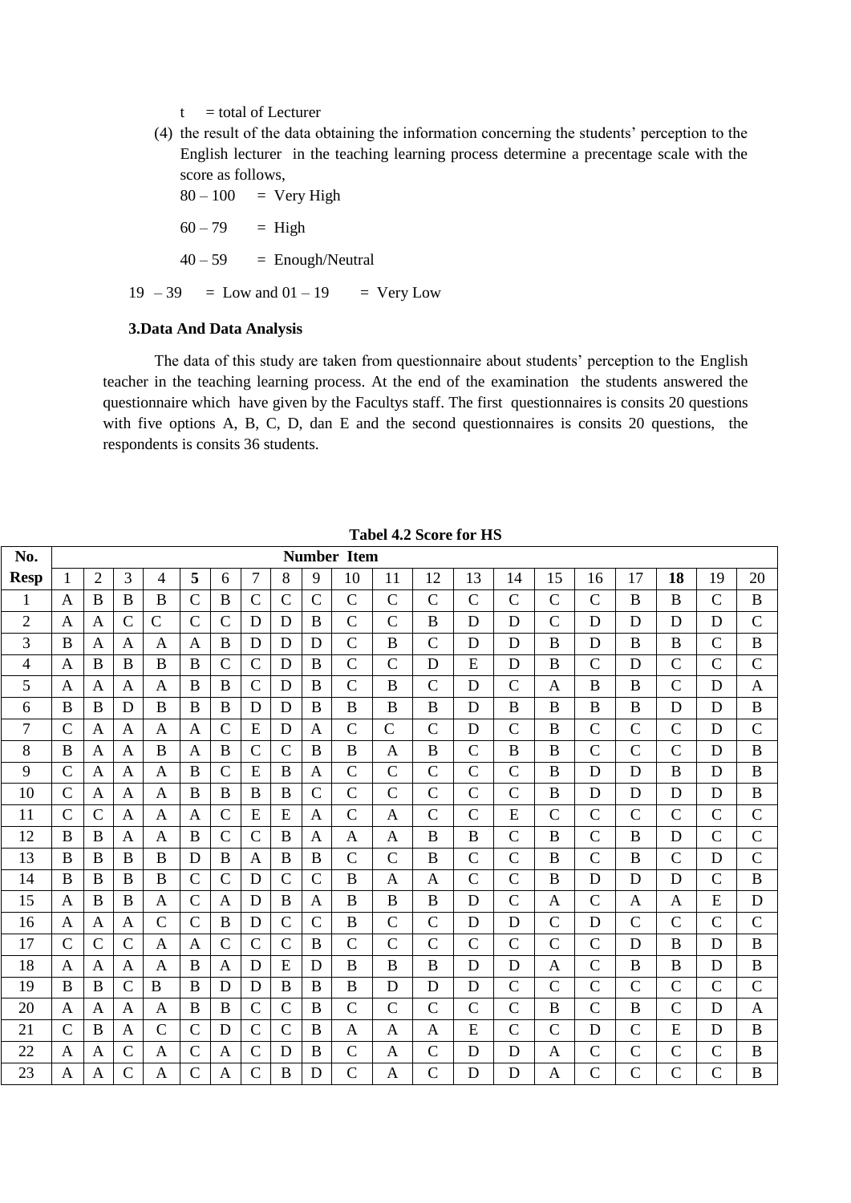t = total of Lecturer

(4) the result of the data obtaining the information concerning the students' perception to the English lecturer in the teaching learning process determine a precentage scale with the score as follows,

80 – 100 = Very High

60 – 79 = High

40 – 59 = Enough/Neutral

19 – 39 = Low and 01 – 19 = Very Low

**3.Data And Data Analysis**

The data of this study are taken from questionnaire about students' perception to the English teacher in the teaching learning process. At the end of the examination the students answered the questionnaire which have given by the Facultys staff. The first questionnaires is consits 20 questions with five options A, B, C, D, dan E and the second questionnaires is consits 20 questions, the respondents is consits 36 students.

**Tabel 4.2 Score for HS**

| No. | Number Item | | | | | | | | | | | | | | | | | | | |
|---|---|---|---|---|---|---|---|---|---|---|---|---|---|---|---|---|---|---|---|---|
| **Resp** | 1 | 2 | 3 | 4 | **5** | 6 | 7 | 8 | 9 | 10 | 11 | 12 | 13 | 14 | 15 | 16 | 17 | **18** | 19 | 20 |
| 1 | A | B | B | B | C | B | C | C | C | C | C | C | C | C | C | C | B | B | C | B |
| 2 | A | A | C | C | C | C | D | D | B | C | C | B | D | D | C | D | D | D | D | C |
| 3 | B | A | A | A | A | B | D | D | D | C | B | C | D | D | B | D | B | B | C | B |
| 4 | A | B | B | B | B | C | C | D | B | C | C | D | E | D | B | C | D | C | C | C |
| 5 | A | A | A | A | B | B | C | D | B | C | B | C | D | C | A | B | B | C | D | A |
| 6 | B | B | D | B | B | B | D | D | B | B | B | B | D | B | B | B | B | D | D | B |
| 7 | C | A | A | A | A | C | E | D | A | C | C | C | D | C | B | C | C | C | D | C |
| 8 | B | A | A | B | A | B | C | C | B | B | A | B | C | B | B | C | C | C | D | B |
| 9 | C | A | A | A | B | C | E | B | A | C | C | C | C | C | B | D | D | B | D | B |
| 10 | C | A | A | A | B | B | B | B | C | C | C | C | C | C | B | D | D | D | D | B |
| 11 | C | C | A | A | A | C | E | E | A | C | A | C | C | E | C | C | C | C | C | C |
| 12 | B | B | A | A | B | C | C | B | A | A | A | B | B | C | B | C | B | D | C | C |
| 13 | B | B | B | B | D | B | A | B | B | C | C | B | C | C | B | C | B | C | D | C |
| 14 | B | B | B | B | C | C | D | C | C | B | A | A | C | C | B | D | D | D | C | B |
| 15 | A | B | B | A | C | A | D | B | A | B | B | B | D | C | A | C | A | A | E | D |
| 16 | A | A | A | C | C | B | D | C | C | B | C | C | D | D | C | D | C | C | C | C |
| 17 | C | C | C | A | A | C | C | C | B | C | C | C | C | C | C | C | D | B | D | B |
| 18 | A | A | A | A | B | A | D | E | D | B | B | B | D | D | A | C | B | B | D | B |
| 19 | B | B | C | B | B | D | D | B | B | B | D | D | D | C | C | C | C | C | C | C |
| 20 | A | A | A | A | B | B | C | C | B | C | C | C | C | C | B | C | B | C | D | A |
| 21 | C | B | A | C | C | D | C | C | B | A | A | A | E | C | C | D | C | E | D | B |
| 22 | A | A | C | A | C | A | C | D | B | C | A | C | D | D | A | C | C | C | C | B |
| 23 | A | A | C | A | C | A | C | B | D | C | A | C | D | D | A | C | C | C | C | B |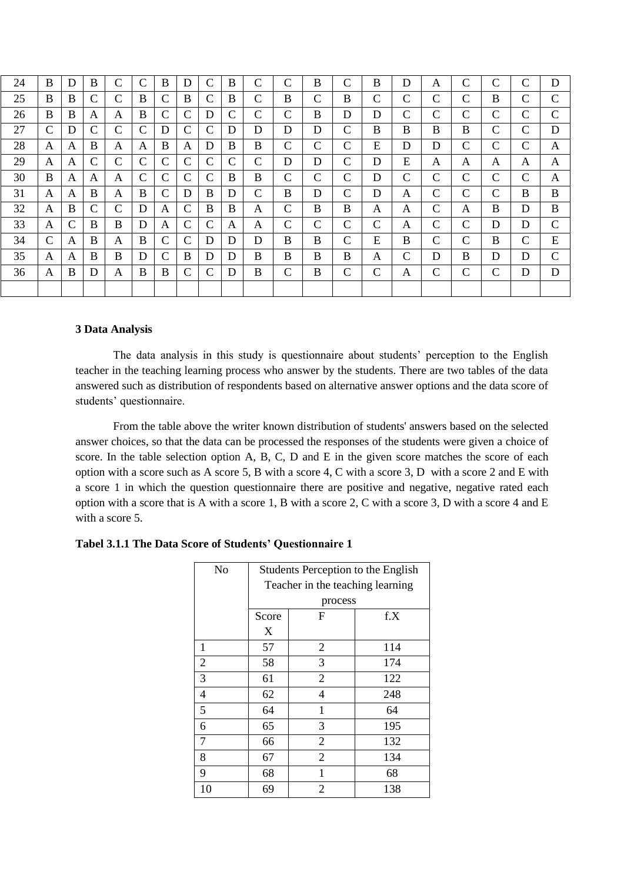| 24 | B | D | B | C | C | B | D | C | B | C | C | B | C | B | D | A | C | C | C | D |
|---|---|---|---|---|---|---|---|---|---|---|---|---|---|---|---|---|---|---|---|---|
| 25 | B | B | C | C | B | C | B | C | B | C | B | C | B | C | C | C | C | B | C | C |
| 26 | B | B | A | A | B | C | C | D | C | C | C | B | D | D | C | C | C | C | C | C |
| 27 | C | D | C | C | C | D | C | C | D | D | D | D | C | B | B | B | B | C | C | D |
| 28 | A | A | B | A | A | B | A | D | B | B | C | C | C | E | D | D | C | C | C | A |
| 29 | A | A | C | C | C | C | C | C | C | C | D | D | C | D | E | A | A | A | A | A |
| 30 | B | A | A | A | C | C | C | C | B | B | C | C | C | D | C | C | C | C | C | A |
| 31 | A | A | B | A | B | C | D | B | D | C | B | D | C | D | A | C | C | C | B | B |
| 32 | A | B | C | C | D | A | C | B | B | A | C | B | B | A | A | C | A | B | D | B |
| 33 | A | C | B | B | D | A | C | C | A | A | C | C | C | C | A | C | C | D | D | C |
| 34 | C | A | B | A | B | C | C | D | D | D | B | B | C | E | B | C | C | B | C | E |
| 35 | A | A | B | B | D | C | B | D | D | B | B | B | B | A | C | D | B | D | D | C |
| 36 | A | B | D | A | B | B | C | C | D | B | C | B | C | C | A | C | C | C | D | D |
| | | | | | | | | | | | | | | | | | | | | |

**3 Data Analysis**

The data analysis in this study is questionnaire about students' perception to the English teacher in the teaching learning process who answer by the students. There are two tables of the data answered such as distribution of respondents based on alternative answer options and the data score of students' questionnaire.

From the table above the writer known distribution of students' answers based on the selected answer choices, so that the data can be processed the responses of the students were given a choice of score. In the table selection option A, B, C, D and E in the given score matches the score of each option with a score such as A score 5, B with a score 4, C with a score 3, D with a score 2 and E with a score 1 in which the question questionnaire there are positive and negative, negative rated each option with a score that is A with a score 1, B with a score 2, C with a score 3, D with a score 4 and E with a score 5.

**Tabel 3.1.1 The Data Score of Students' Questionnaire 1**

| No | Students Perception to the English Teacher in the teaching learning process | | |
|---|---|---|---|
| | Score X | F | f.X |
| 1 | 57 | 2 | 114 |
| 2 | 58 | 3 | 174 |
| 3 | 61 | 2 | 122 |
| 4 | 62 | 4 | 248 |
| 5 | 64 | 1 | 64 |
| 6 | 65 | 3 | 195 |
| 7 | 66 | 2 | 132 |
| 8 | 67 | 2 | 134 |
| 9 | 68 | 1 | 68 |
| 10 | 69 | 2 | 138 |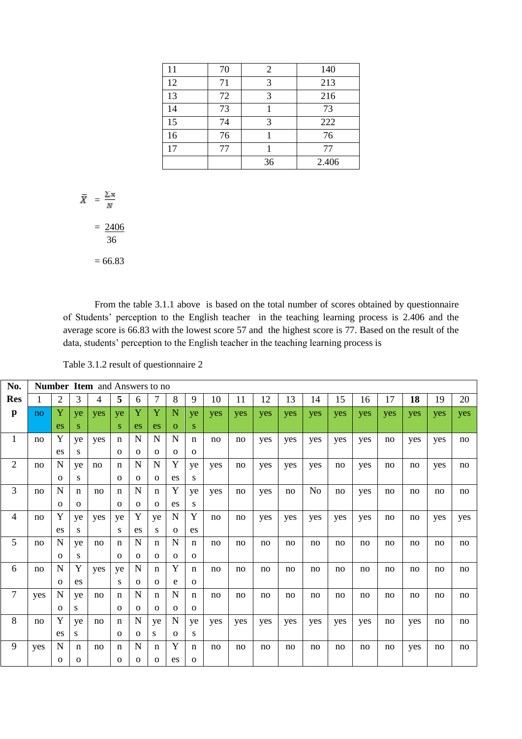| 11 | 70 | 2 | 140 |
|---|---|---|---|
| 12 | 71 | 3 | 213 |
| 13 | 72 | 3 | 216 |
| 14 | 73 | 1 | 73 |
| 15 | 74 | 3 | 222 |
| 16 | 76 | 1 | 76 |
| 17 | 77 | 1 | 77 |
| | | 36 | 2.406 |

$$\bar{X} = \frac{\Sigma x}{N}$$

$$= \frac{2406}{36}$$

$$= 66.83$$

From the table 3.1.1 above is based on the total number of scores obtained by questionnaire of Students' perception to the English teacher in the teaching learning process is 2.406 and the average score is 66.83 with the lowest score 57 and the highest score is 77. Based on the result of the data, students' perception to the English teacher in the teaching learning process is

Table 3.1.2 result of questionnaire 2

| No. Resp | **Number Item** and Answers to no | | | | | | | | | | | | | | | | | | | |
|---|---|---|---|---|---|---|---|---|---|---|---|---|---|---|---|---|---|---|---|---|
| | 1 | 2 | 3 | 4 | **5** | 6 | 7 | 8 | 9 | 10 | 11 | 12 | 13 | 14 | 15 | 16 | 17 | **18** | 19 | 20 |
| | no | Yes | yes | yes | yes | Yes | Yes | No | yes | yes | yes | yes | yes | yes | yes | yes | yes | yes | yes | yes |
| 1 | no | Yes | yes | yes | no | No | No | No | no | no | no | yes | yes | yes | yes | yes | no | yes | yes | no |
| 2 | no | No | yes | no | no | No | No | Yes | yes | yes | no | yes | yes | yes | no | yes | no | no | yes | no |
| 3 | no | No | no | no | no | No | no | Yes | yes | yes | no | yes | no | No | no | yes | no | no | no | no |
| 4 | no | Yes | yes | yes | yes | Yes | yes | No | Yes | no | no | yes | yes | yes | yes | yes | no | no | yes | yes |
| 5 | no | No | yes | no | no | No | no | No | no | no | no | no | no | no | no | no | no | no | no | no |
| 6 | no | No | Yes | yes | yes | No | no | Ye | no | no | no | no | no | no | no | no | no | no | no | no |
| 7 | yes | No | yes | no | no | No | no | No | no | no | no | no | no | no | no | no | no | no | no | no |
| 8 | no | Yes | yes | no | no | No | yes | No | yes | yes | yes | yes | yes | yes | yes | yes | no | yes | no | no |
| 9 | yes | No | no | no | no | No | no | Yes | no | no | no | no | no | no | no | no | no | yes | no | no |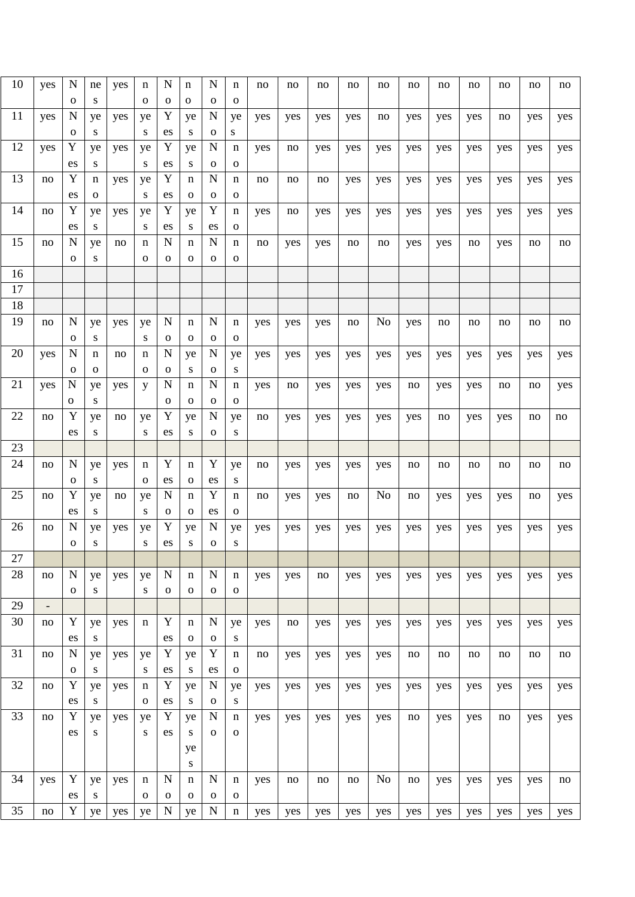| 10 | yes | No | nes | yes | no | No | no | No | no | no | no | no | no | no | no | no | no | no | no | no |
|---|---|---|---|---|---|---|---|---|---|---|---|---|---|---|---|---|---|---|---|---|
| 11 | yes | No | yes | yes | yes | Yes | yes | No | yes | yes | yes | yes | yes | no | yes | yes | yes | no | yes | yes |
| 12 | yes | Yes | yes | yes | yes | Yes | yes | No | no | yes | no | yes | yes | yes | yes | yes | yes | yes | yes | yes |
| 13 | no | Yes | no | yes | yes | Yes | no | No | no | no | no | no | yes | yes | yes | yes | yes | yes | yes | yes |
| 14 | no | Yes | yes | yes | yes | Yes | yes | Yes | no | yes | no | yes | yes | yes | yes | yes | yes | yes | yes | yes |
| 15 | no | No | yes | no | no | No | no | No | no | no | yes | yes | no | no | yes | yes | no | yes | no | no |
| 16 | | | | | | | | | | | | | | | | | | | | |
| 17 | | | | | | | | | | | | | | | | | | | | |
| 18 | | | | | | | | | | | | | | | | | | | | |
| 19 | no | No | yes | yes | yes | No | no | No | no | yes | yes | yes | no | No | yes | no | no | no | no | no |
| 20 | yes | No | no | no | no | No | yes | No | yes | yes | yes | yes | yes | yes | yes | yes | yes | yes | yes | yes |
| 21 | yes | No | yes | yes | y | No | no | No | no | yes | no | yes | yes | yes | no | yes | yes | no | no | yes |
| 22 | no | Yes | yes | no | yes | Yes | yes | No | yes | no | yes | yes | yes | yes | yes | no | yes | yes | no | no |
| 23 | | | | | | | | | | | | | | | | | | | | |
| 24 | no | No | yes | yes | no | Yes | no | Yes | yes | no | yes | yes | yes | yes | no | no | no | no | no | no |
| 25 | no | Yes | yes | no | yes | No | no | Yes | no | no | yes | yes | no | No | no | yes | yes | yes | no | yes |
| 26 | no | No | yes | yes | yes | Yes | yes | No | yes | yes | yes | yes | yes | yes | yes | yes | yes | yes | yes | yes |
| 27 | | | | | | | | | | | | | | | | | | | | |
| 28 | no | No | yes | yes | yes | No | no | No | no | yes | yes | no | yes | yes | yes | yes | yes | yes | yes | yes |
| 29 | - | | | | | | | | | | | | | | | | | | | |
| 30 | no | Yes | yes | yes | n | Yes | no | No | yes | yes | no | yes | yes | yes | yes | yes | yes | yes | yes | yes |
| 31 | no | No | yes | yes | yes | Yes | yes | Yes | no | no | yes | yes | yes | yes | no | no | no | no | no | no |
| 32 | no | Yes | yes | yes | no | Yes | yes | No | yes | yes | yes | yes | yes | yes | yes | yes | yes | yes | yes | yes |
| 33 | no | Yes | yes | yes | yes | Yes | yes yes | No | no | yes | yes | yes | yes | yes | no | yes | yes | no | yes | yes |
| 34 | yes | Yes | yes | yes | no | No | no | No | no | yes | no | no | no | No | no | yes | yes | yes | yes | no |
| 35 | no | Y | ye | yes | ye | N | ye | N | n | yes | yes | yes | yes | yes | yes | yes | yes | yes | yes | yes |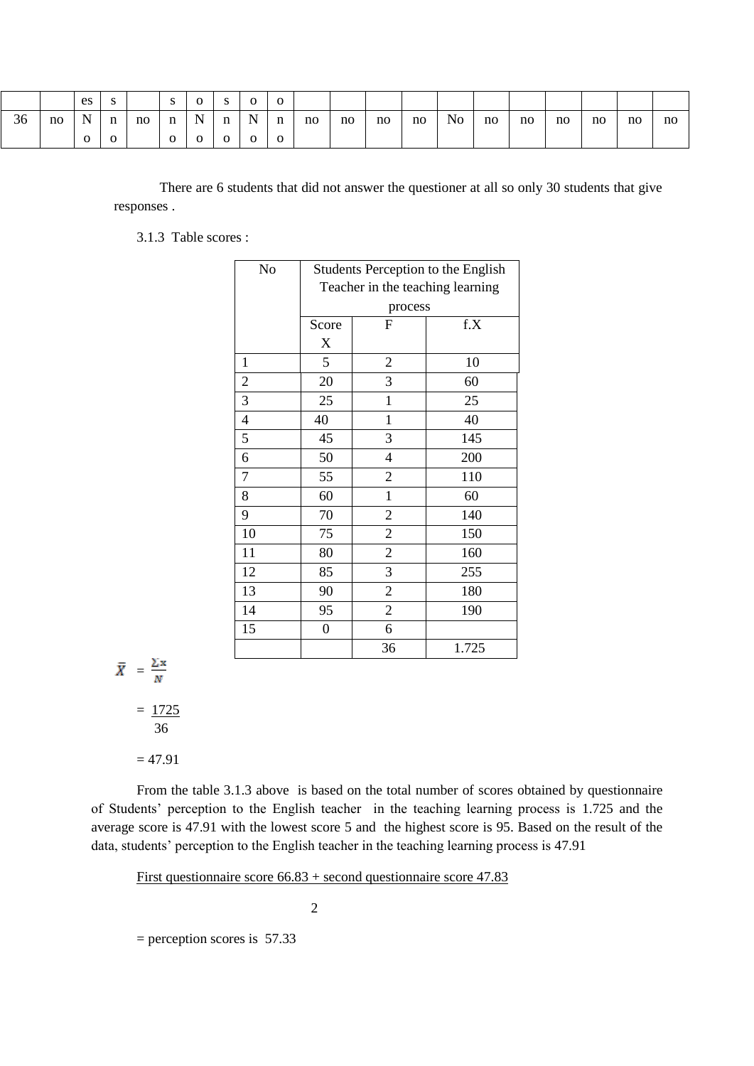|  |  | es | s |  | s | o | s | o | o |  |  |  |  |  |  |  |  |  |  |  |
|---|---|---|---|---|---|---|---|---|---|---|---|---|---|---|---|---|---|---|---|---|
| 36 | no | No | no | no | no | No | no | No | no | no | no | no | no | No | no | no | no | no | no | no |

There are 6 students that did not answer the questioner at all so only 30 students that give responses .

3.1.3 Table scores :

| No | Students Perception to the English Teacher in the teaching learning process | | |
|---|---|---|---|
| | Score X | F | f.X |
| 1 | 5 | 2 | 10 |
| 2 | 20 | 3 | 60 |
| 3 | 25 | 1 | 25 |
| 4 | 40 | 1 | 40 |
| 5 | 45 | 3 | 145 |
| 6 | 50 | 4 | 200 |
| 7 | 55 | 2 | 110 |
| 8 | 60 | 1 | 60 |
| 9 | 70 | 2 | 140 |
| 10 | 75 | 2 | 150 |
| 11 | 80 | 2 | 160 |
| 12 | 85 | 3 | 255 |
| 13 | 90 | 2 | 180 |
| 14 | 95 | 2 | 190 |
| 15 | 0 | 6 | |
| | | 36 | 1.725 |

$\bar{X} = \frac{\sum x}{N}$

$= \frac{1725}{36}$

$= 47.91$

From the table 3.1.3 above is based on the total number of scores obtained by questionnaire of Students' perception to the English teacher in the teaching learning process is 1.725 and the average score is 47.91 with the lowest score 5 and the highest score is 95. Based on the result of the data, students' perception to the English teacher in the teaching learning process is 47.91

$\frac{\text{First questionnaire score } 66.83 + \text{second questionnaire score } 47.83}{2}$

= perception scores is 57.33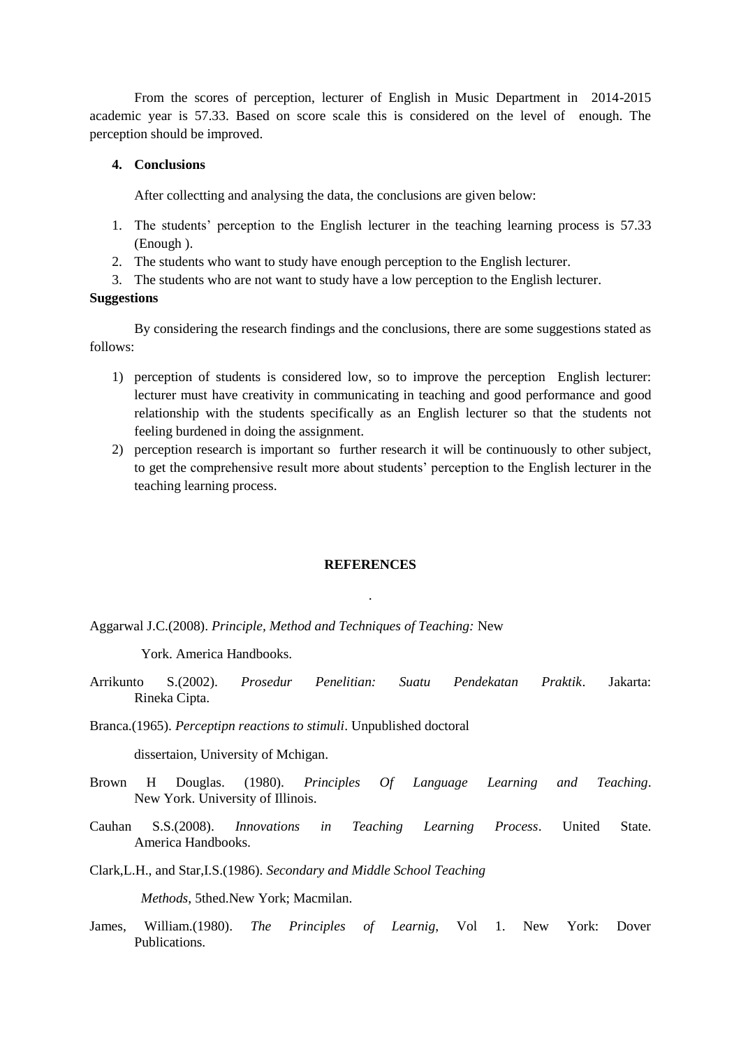From the scores of perception, lecturer of English in Music Department in 2014-2015 academic year is 57.33. Based on score scale this is considered on the level of enough. The perception should be improved.

## 4. Conclusions

After collectting and analysing the data, the conclusions are given below:

1. The students' perception to the English lecturer in the teaching learning process is 57.33 (Enough ).
2. The students who want to study have enough perception to the English lecturer.
3. The students who are not want to study have a low perception to the English lecturer.

**Suggestions**

By considering the research findings and the conclusions, there are some suggestions stated as follows:

1) perception of students is considered low, so to improve the perception English lecturer: lecturer must have creativity in communicating in teaching and good performance and good relationship with the students specifically as an English lecturer so that the students not feeling burdened in doing the assignment.
2) perception research is important so further research it will be continuously to other subject, to get the comprehensive result more about students' perception to the English lecturer in the teaching learning process.

## REFERENCES

.

Aggarwal J.C.(2008). *Principle, Method and Techniques of Teaching:* New York. America Handbooks.

Arrikunto S.(2002). *Prosedur Penelitian: Suatu Pendekatan Praktik*. Jakarta: Rineka Cipta.

Branca.(1965). *Perceptipn reactions to stimuli*. Unpublished doctoral dissertaion, University of Mchigan.

Brown H Douglas. (1980). *Principles Of Language Learning and Teaching*. New York. University of Illinois.

Cauhan S.S.(2008). *Innovations in Teaching Learning Process*. United State. America Handbooks.

Clark,L.H., and Star,I.S.(1986). *Secondary and Middle School Teaching Methods*, 5thed.New York; Macmilan.

James, William.(1980). *The Principles of Learnig*, Vol 1. New York: Dover Publications.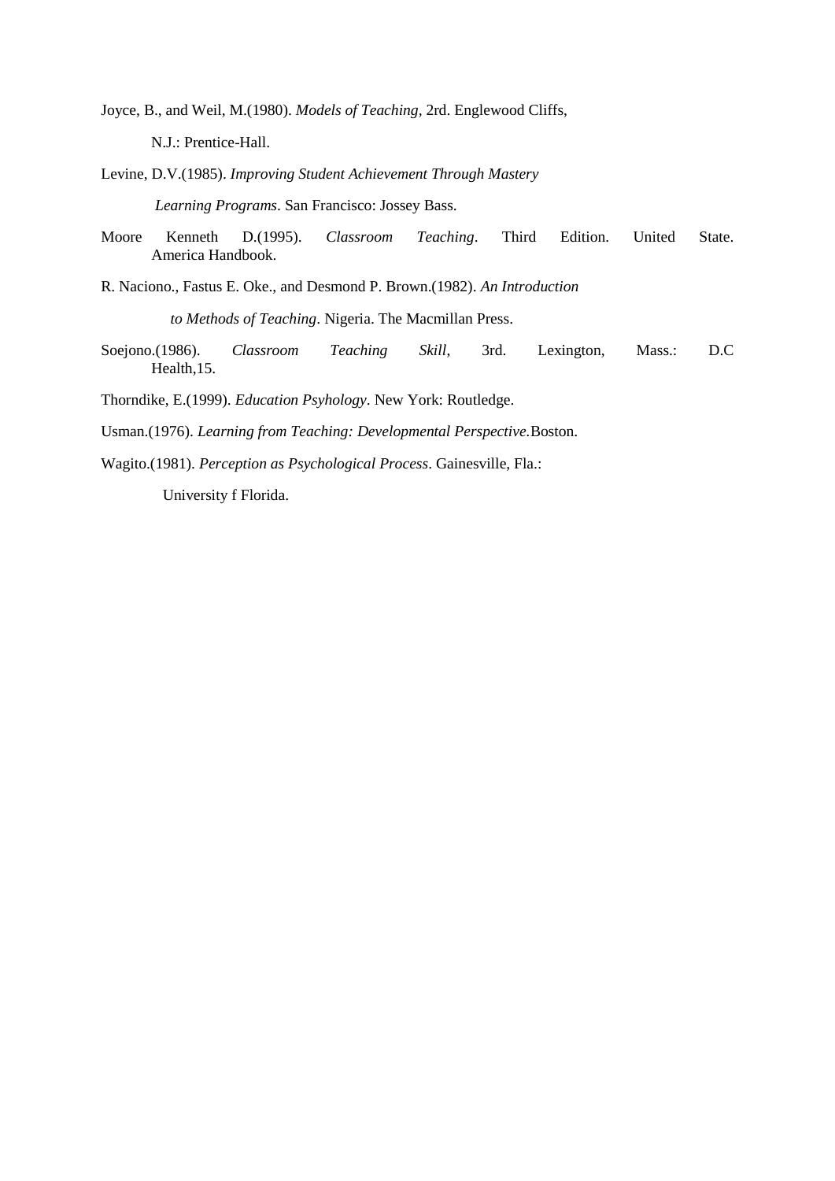Joyce, B., and Weil, M.(1980). *Models of Teaching*, 2rd. Englewood Cliffs, N.J.: Prentice-Hall.

Levine, D.V.(1985). *Improving Student Achievement Through Mastery Learning Programs*. San Francisco: Jossey Bass.

Moore Kenneth D.(1995). *Classroom Teaching*. Third Edition. United State. America Handbook.

R. Naciono., Fastus E. Oke., and Desmond P. Brown.(1982). *An Introduction to Methods of Teaching*. Nigeria. The Macmillan Press.

Soejono.(1986). *Classroom Teaching Skill*, 3rd. Lexington, Mass.: D.C Health,15.

Thorndike, E.(1999). *Education Psyhology*. New York: Routledge.

Usman.(1976). *Learning from Teaching: Developmental Perspective*.Boston.

Wagito.(1981). *Perception as Psychological Process*. Gainesville, Fla.: University f Florida.